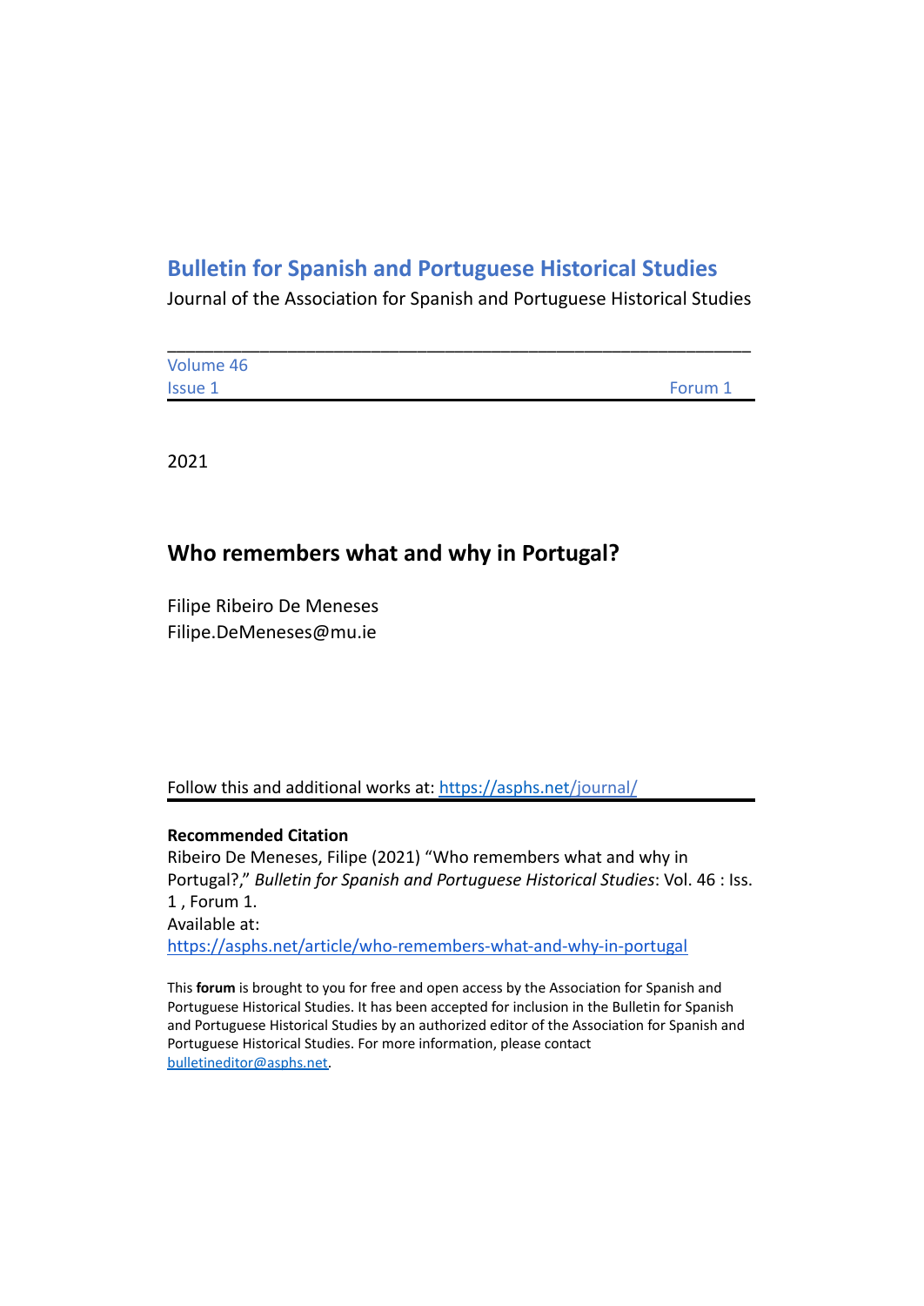# Bulletin for Spanish and Portuguese Historical Studies

Journal of the Association for Spanish and Portuguese Historical Studies

---

Volume 46
Issue 1 Forum 1

2021

## Who remembers what and why in Portugal?

Filipe Ribeiro De Meneses
Filipe.DeMeneses@mu.ie

Follow this and additional works at: https://asphs.net/journal/

**Recommended Citation**
Ribeiro De Meneses, Filipe (2021) "Who remembers what and why in Portugal?," *Bulletin for Spanish and Portuguese Historical Studies*: Vol. 46 : Iss. 1 , Forum 1.
Available at:
https://asphs.net/article/who-remembers-what-and-why-in-portugal

This **forum** is brought to you for free and open access by the Association for Spanish and Portuguese Historical Studies. It has been accepted for inclusion in the Bulletin for Spanish and Portuguese Historical Studies by an authorized editor of the Association for Spanish and Portuguese Historical Studies. For more information, please contact bulletineditor@asphs.net.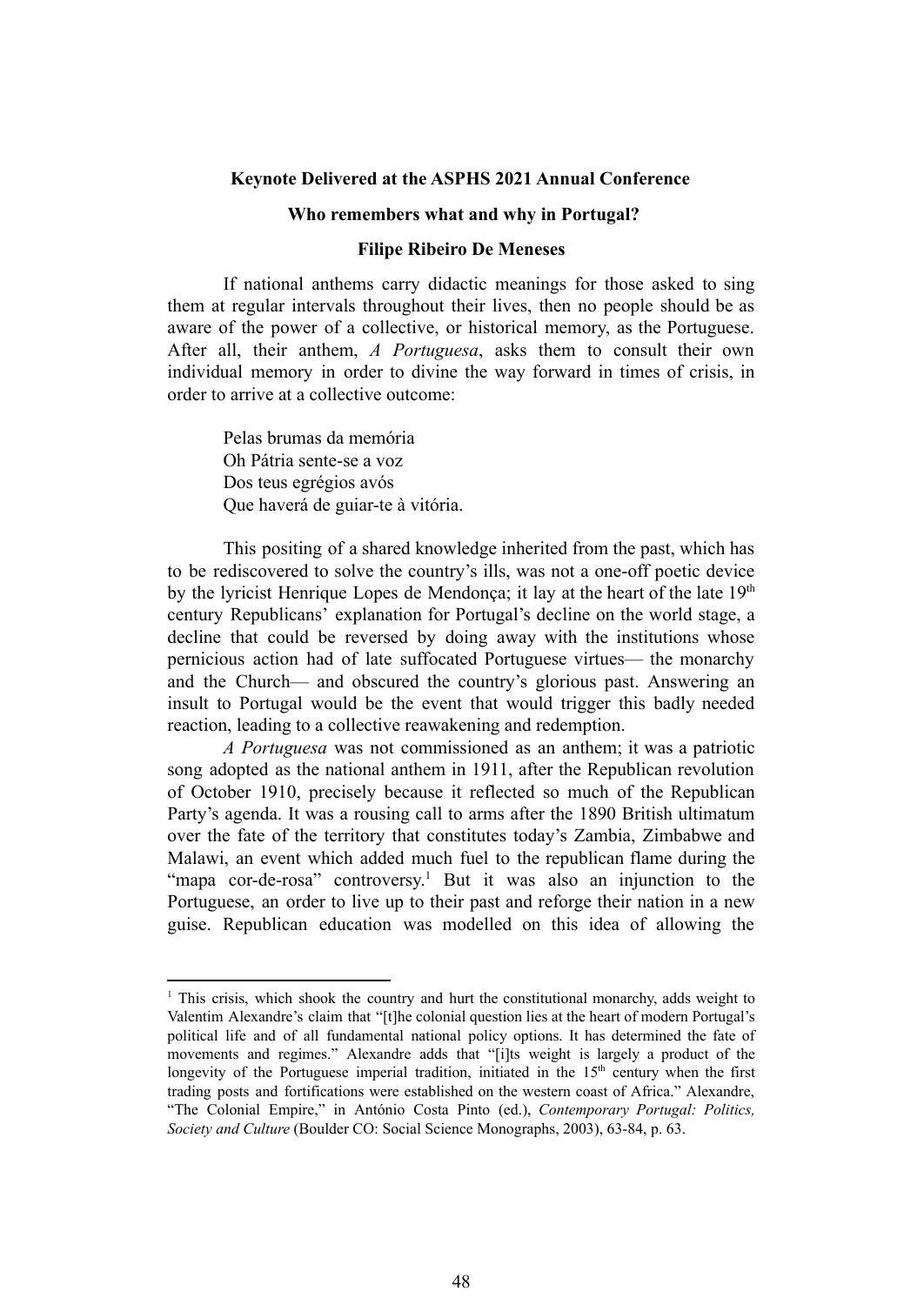**Keynote Delivered at the ASPHS 2021 Annual Conference**

# Who remembers what and why in Portugal?

**Filipe Ribeiro De Meneses**

If national anthems carry didactic meanings for those asked to sing them at regular intervals throughout their lives, then no people should be as aware of the power of a collective, or historical memory, as the Portuguese. After all, their anthem, *A Portuguesa*, asks them to consult their own individual memory in order to divine the way forward in times of crisis, in order to arrive at a collective outcome:

> Pelas brumas da memória
> Oh Pátria sente-se a voz
> Dos teus egrégios avós
> Que haverá de guiar-te à vitória.

This positing of a shared knowledge inherited from the past, which has to be rediscovered to solve the country's ills, was not a one-off poetic device by the lyricist Henrique Lopes de Mendonça; it lay at the heart of the late 19th century Republicans' explanation for Portugal's decline on the world stage, a decline that could be reversed by doing away with the institutions whose pernicious action had of late suffocated Portuguese virtues— the monarchy and the Church— and obscured the country's glorious past. Answering an insult to Portugal would be the event that would trigger this badly needed reaction, leading to a collective reawakening and redemption.

*A Portuguesa* was not commissioned as an anthem; it was a patriotic song adopted as the national anthem in 1911, after the Republican revolution of October 1910, precisely because it reflected so much of the Republican Party's agenda. It was a rousing call to arms after the 1890 British ultimatum over the fate of the territory that constitutes today's Zambia, Zimbabwe and Malawi, an event which added much fuel to the republican flame during the "mapa cor-de-rosa" controversy.[1] But it was also an injunction to the Portuguese, an order to live up to their past and reforge their nation in a new guise. Republican education was modelled on this idea of allowing the

---

[1] This crisis, which shook the country and hurt the constitutional monarchy, adds weight to Valentim Alexandre's claim that "[t]he colonial question lies at the heart of modern Portugal's political life and of all fundamental national policy options. It has determined the fate of movements and regimes." Alexandre adds that "[i]ts weight is largely a product of the longevity of the Portuguese imperial tradition, initiated in the 15th century when the first trading posts and fortifications were established on the western coast of Africa." Alexandre, "The Colonial Empire," in António Costa Pinto (ed.), *Contemporary Portugal: Politics, Society and Culture* (Boulder CO: Social Science Monographs, 2003), 63-84, p. 63.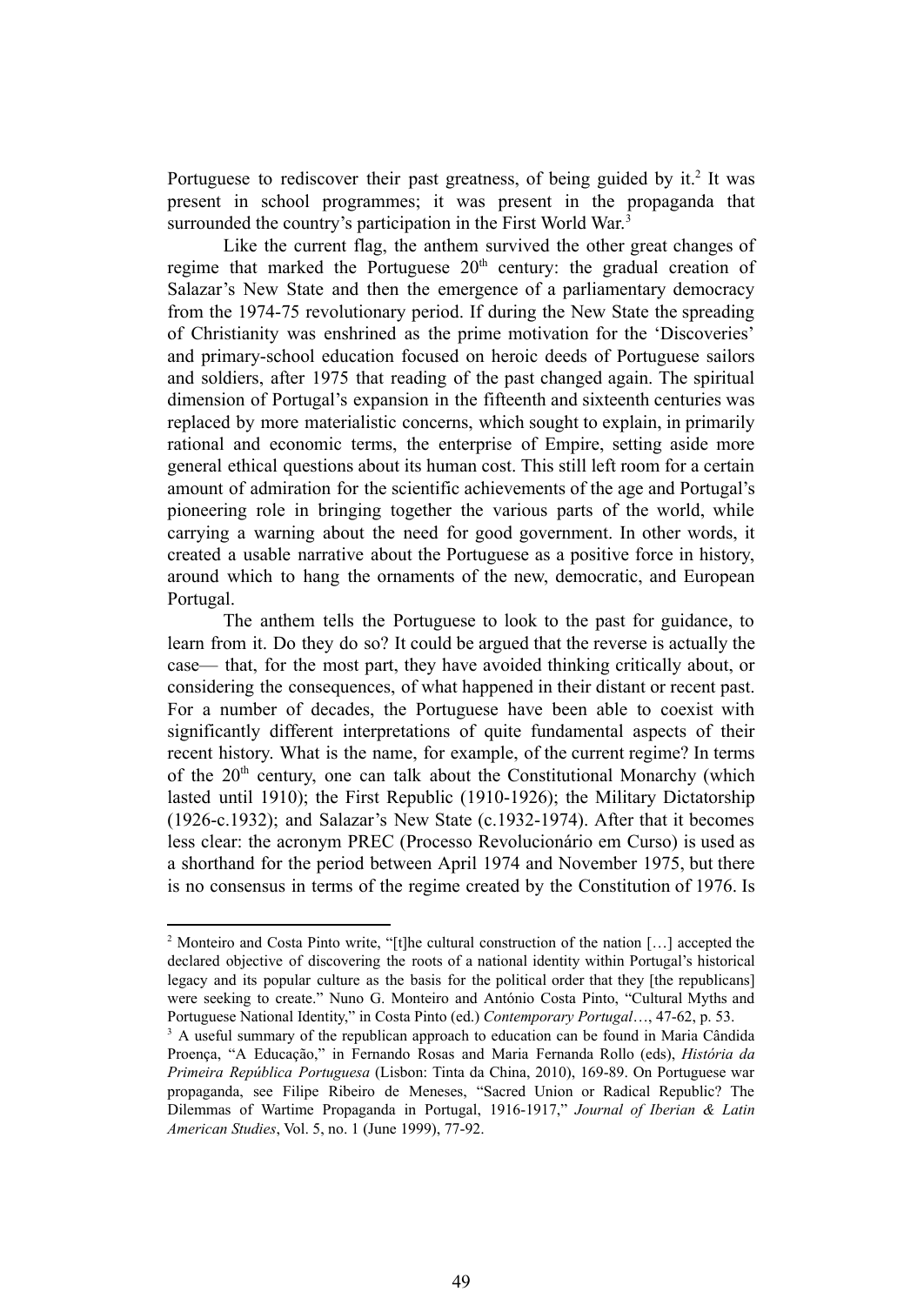Portuguese to rediscover their past greatness, of being guided by it.[2] It was present in school programmes; it was present in the propaganda that surrounded the country's participation in the First World War.[3]

Like the current flag, the anthem survived the other great changes of regime that marked the Portuguese 20th century: the gradual creation of Salazar's New State and then the emergence of a parliamentary democracy from the 1974-75 revolutionary period. If during the New State the spreading of Christianity was enshrined as the prime motivation for the 'Discoveries' and primary-school education focused on heroic deeds of Portuguese sailors and soldiers, after 1975 that reading of the past changed again. The spiritual dimension of Portugal's expansion in the fifteenth and sixteenth centuries was replaced by more materialistic concerns, which sought to explain, in primarily rational and economic terms, the enterprise of Empire, setting aside more general ethical questions about its human cost. This still left room for a certain amount of admiration for the scientific achievements of the age and Portugal's pioneering role in bringing together the various parts of the world, while carrying a warning about the need for good government. In other words, it created a usable narrative about the Portuguese as a positive force in history, around which to hang the ornaments of the new, democratic, and European Portugal.

The anthem tells the Portuguese to look to the past for guidance, to learn from it. Do they do so? It could be argued that the reverse is actually the case— that, for the most part, they have avoided thinking critically about, or considering the consequences, of what happened in their distant or recent past. For a number of decades, the Portuguese have been able to coexist with significantly different interpretations of quite fundamental aspects of their recent history. What is the name, for example, of the current regime? In terms of the 20th century, one can talk about the Constitutional Monarchy (which lasted until 1910); the First Republic (1910-1926); the Military Dictatorship (1926-c.1932); and Salazar's New State (c.1932-1974). After that it becomes less clear: the acronym PREC (Processo Revolucionário em Curso) is used as a shorthand for the period between April 1974 and November 1975, but there is no consensus in terms of the regime created by the Constitution of 1976. Is

---

[2] Monteiro and Costa Pinto write, "[t]he cultural construction of the nation […] accepted the declared objective of discovering the roots of a national identity within Portugal's historical legacy and its popular culture as the basis for the political order that they [the republicans] were seeking to create." Nuno G. Monteiro and António Costa Pinto, "Cultural Myths and Portuguese National Identity," in Costa Pinto (ed.) *Contemporary Portugal*…, 47-62, p. 53.

[3] A useful summary of the republican approach to education can be found in Maria Cândida Proença, "A Educação," in Fernando Rosas and Maria Fernanda Rollo (eds), *História da Primeira República Portuguesa* (Lisbon: Tinta da China, 2010), 169-89. On Portuguese war propaganda, see Filipe Ribeiro de Meneses, "Sacred Union or Radical Republic? The Dilemmas of Wartime Propaganda in Portugal, 1916-1917," *Journal of Iberian & Latin American Studies*, Vol. 5, no. 1 (June 1999), 77-92.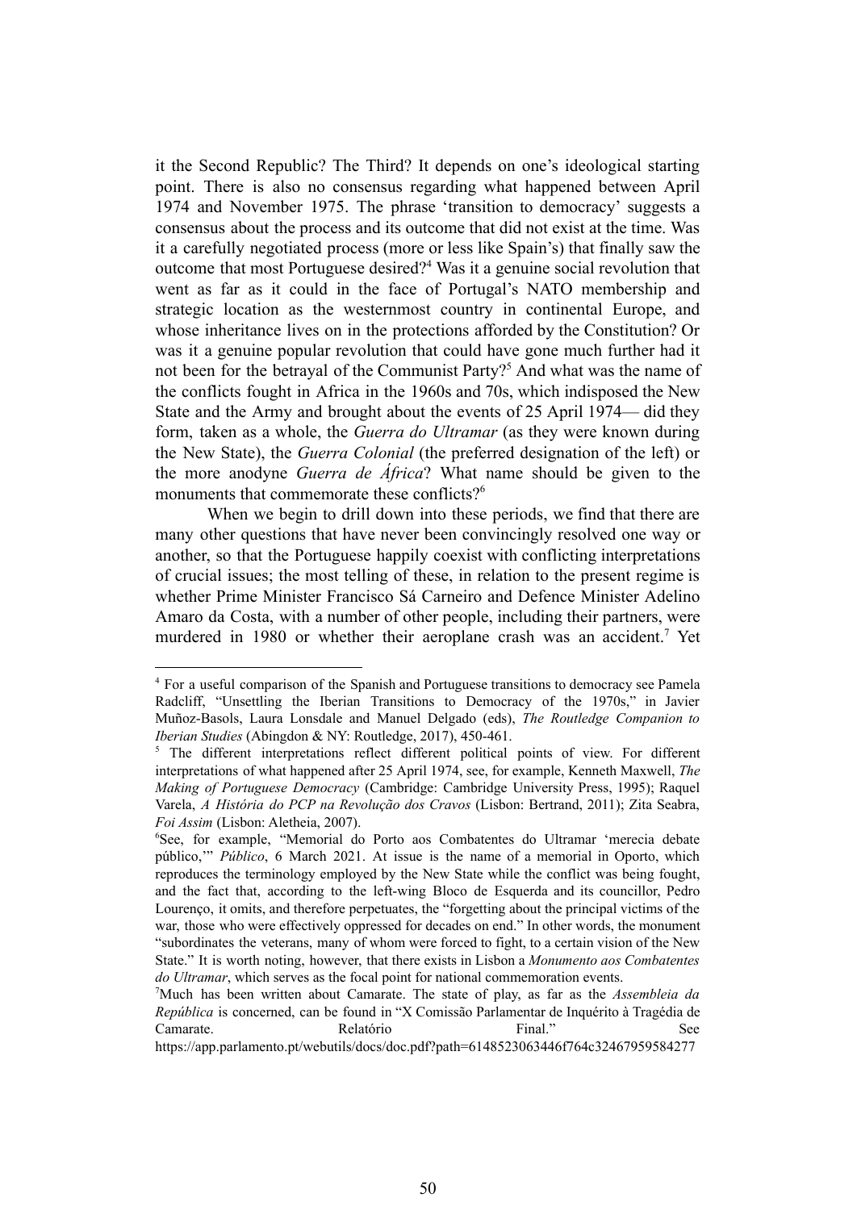it the Second Republic? The Third? It depends on one's ideological starting point. There is also no consensus regarding what happened between April 1974 and November 1975. The phrase 'transition to democracy' suggests a consensus about the process and its outcome that did not exist at the time. Was it a carefully negotiated process (more or less like Spain's) that finally saw the outcome that most Portuguese desired?[4] Was it a genuine social revolution that went as far as it could in the face of Portugal's NATO membership and strategic location as the westernmost country in continental Europe, and whose inheritance lives on in the protections afforded by the Constitution? Or was it a genuine popular revolution that could have gone much further had it not been for the betrayal of the Communist Party?[5] And what was the name of the conflicts fought in Africa in the 1960s and 70s, which indisposed the New State and the Army and brought about the events of 25 April 1974— did they form, taken as a whole, the *Guerra do Ultramar* (as they were known during the New State), the *Guerra Colonial* (the preferred designation of the left) or the more anodyne *Guerra de África*? What name should be given to the monuments that commemorate these conflicts?[6]

When we begin to drill down into these periods, we find that there are many other questions that have never been convincingly resolved one way or another, so that the Portuguese happily coexist with conflicting interpretations of crucial issues; the most telling of these, in relation to the present regime is whether Prime Minister Francisco Sá Carneiro and Defence Minister Adelino Amaro da Costa, with a number of other people, including their partners, were murdered in 1980 or whether their aeroplane crash was an accident.[7] Yet

---

[4] For a useful comparison of the Spanish and Portuguese transitions to democracy see Pamela Radcliff, "Unsettling the Iberian Transitions to Democracy of the 1970s," in Javier Muñoz-Basols, Laura Lonsdale and Manuel Delgado (eds), *The Routledge Companion to Iberian Studies* (Abingdon & NY: Routledge, 2017), 450-461.

[5] The different interpretations reflect different political points of view. For different interpretations of what happened after 25 April 1974, see, for example, Kenneth Maxwell, *The Making of Portuguese Democracy* (Cambridge: Cambridge University Press, 1995); Raquel Varela, *A História do PCP na Revolução dos Cravos* (Lisbon: Bertrand, 2011); Zita Seabra, *Foi Assim* (Lisbon: Aletheia, 2007).

[6] See, for example, "Memorial do Porto aos Combatentes do Ultramar 'merecia debate público,'" *Público*, 6 March 2021. At issue is the name of a memorial in Oporto, which reproduces the terminology employed by the New State while the conflict was being fought, and the fact that, according to the left-wing Bloco de Esquerda and its councillor, Pedro Lourenço, it omits, and therefore perpetuates, the "forgetting about the principal victims of the war, those who were effectively oppressed for decades on end." In other words, the monument "subordinates the veterans, many of whom were forced to fight, to a certain vision of the New State." It is worth noting, however, that there exists in Lisbon a *Monumento aos Combatentes do Ultramar*, which serves as the focal point for national commemoration events.

[7] Much has been written about Camarate. The state of play, as far as the *Assembleia da República* is concerned, can be found in "X Comissão Parlamentar de Inquérito à Tragédia de Camarate. Relatório Final." See https://app.parlamento.pt/webutils/docs/doc.pdf?path=6148523063446f764c32467959584277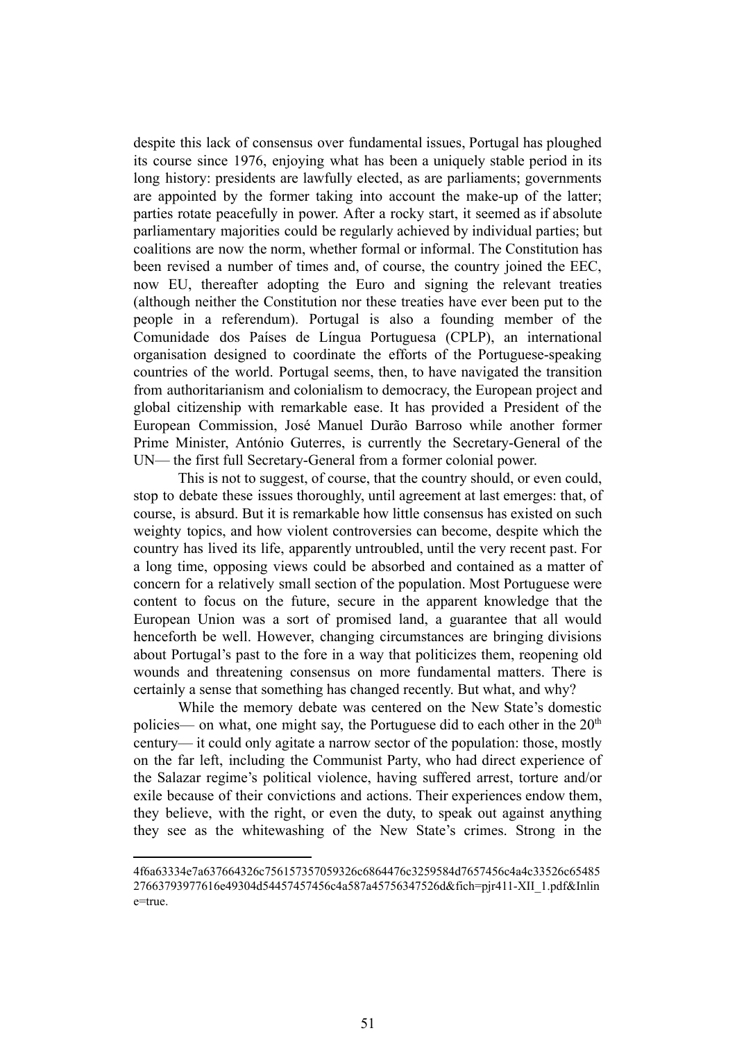despite this lack of consensus over fundamental issues, Portugal has ploughed its course since 1976, enjoying what has been a uniquely stable period in its long history: presidents are lawfully elected, as are parliaments; governments are appointed by the former taking into account the make-up of the latter; parties rotate peacefully in power. After a rocky start, it seemed as if absolute parliamentary majorities could be regularly achieved by individual parties; but coalitions are now the norm, whether formal or informal. The Constitution has been revised a number of times and, of course, the country joined the EEC, now EU, thereafter adopting the Euro and signing the relevant treaties (although neither the Constitution nor these treaties have ever been put to the people in a referendum). Portugal is also a founding member of the Comunidade dos Países de Língua Portuguesa (CPLP), an international organisation designed to coordinate the efforts of the Portuguese-speaking countries of the world. Portugal seems, then, to have navigated the transition from authoritarianism and colonialism to democracy, the European project and global citizenship with remarkable ease. It has provided a President of the European Commission, José Manuel Durão Barroso while another former Prime Minister, António Guterres, is currently the Secretary-General of the UN— the first full Secretary-General from a former colonial power.

This is not to suggest, of course, that the country should, or even could, stop to debate these issues thoroughly, until agreement at last emerges: that, of course, is absurd. But it is remarkable how little consensus has existed on such weighty topics, and how violent controversies can become, despite which the country has lived its life, apparently untroubled, until the very recent past. For a long time, opposing views could be absorbed and contained as a matter of concern for a relatively small section of the population. Most Portuguese were content to focus on the future, secure in the apparent knowledge that the European Union was a sort of promised land, a guarantee that all would henceforth be well. However, changing circumstances are bringing divisions about Portugal's past to the fore in a way that politicizes them, reopening old wounds and threatening consensus on more fundamental matters. There is certainly a sense that something has changed recently. But what, and why?

While the memory debate was centered on the New State's domestic policies— on what, one might say, the Portuguese did to each other in the 20th century— it could only agitate a narrow sector of the population: those, mostly on the far left, including the Communist Party, who had direct experience of the Salazar regime's political violence, having suffered arrest, torture and/or exile because of their convictions and actions. Their experiences endow them, they believe, with the right, or even the duty, to speak out against anything they see as the whitewashing of the New State's crimes. Strong in the

---

4f6a63334e7a637664326c756157357059326c6864476c3259584d7657456c4a4c33526c6548527663793977616e49304d54457457456c4a587a45756347526d&fich=pjr411-XII_1.pdf&Inline=true.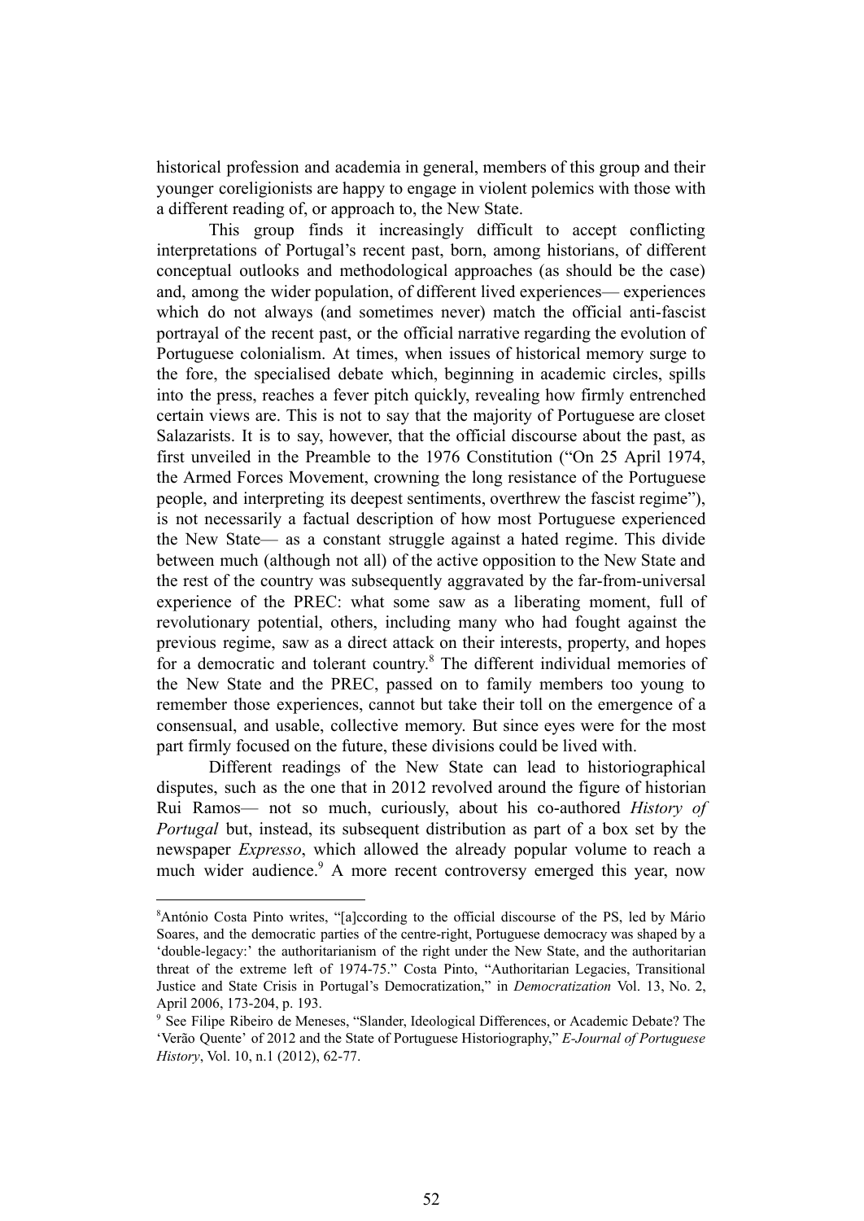historical profession and academia in general, members of this group and their younger coreligionists are happy to engage in violent polemics with those with a different reading of, or approach to, the New State.

This group finds it increasingly difficult to accept conflicting interpretations of Portugal's recent past, born, among historians, of different conceptual outlooks and methodological approaches (as should be the case) and, among the wider population, of different lived experiences— experiences which do not always (and sometimes never) match the official anti-fascist portrayal of the recent past, or the official narrative regarding the evolution of Portuguese colonialism. At times, when issues of historical memory surge to the fore, the specialised debate which, beginning in academic circles, spills into the press, reaches a fever pitch quickly, revealing how firmly entrenched certain views are. This is not to say that the majority of Portuguese are closet Salazarists. It is to say, however, that the official discourse about the past, as first unveiled in the Preamble to the 1976 Constitution ("On 25 April 1974, the Armed Forces Movement, crowning the long resistance of the Portuguese people, and interpreting its deepest sentiments, overthrew the fascist regime"), is not necessarily a factual description of how most Portuguese experienced the New State— as a constant struggle against a hated regime. This divide between much (although not all) of the active opposition to the New State and the rest of the country was subsequently aggravated by the far-from-universal experience of the PREC: what some saw as a liberating moment, full of revolutionary potential, others, including many who had fought against the previous regime, saw as a direct attack on their interests, property, and hopes for a democratic and tolerant country.[8] The different individual memories of the New State and the PREC, passed on to family members too young to remember those experiences, cannot but take their toll on the emergence of a consensual, and usable, collective memory. But since eyes were for the most part firmly focused on the future, these divisions could be lived with.

Different readings of the New State can lead to historiographical disputes, such as the one that in 2012 revolved around the figure of historian Rui Ramos— not so much, curiously, about his co-authored *History of Portugal* but, instead, its subsequent distribution as part of a box set by the newspaper *Expresso*, which allowed the already popular volume to reach a much wider audience.[9] A more recent controversy emerged this year, now

---

[8]António Costa Pinto writes, "[a]ccording to the official discourse of the PS, led by Mário Soares, and the democratic parties of the centre-right, Portuguese democracy was shaped by a 'double-legacy:' the authoritarianism of the right under the New State, and the authoritarian threat of the extreme left of 1974-75." Costa Pinto, "Authoritarian Legacies, Transitional Justice and State Crisis in Portugal's Democratization," in *Democratization* Vol. 13, No. 2, April 2006, 173-204, p. 193.

[9] See Filipe Ribeiro de Meneses, "Slander, Ideological Differences, or Academic Debate? The 'Verão Quente' of 2012 and the State of Portuguese Historiography," *E-Journal of Portuguese History*, Vol. 10, n.1 (2012), 62-77.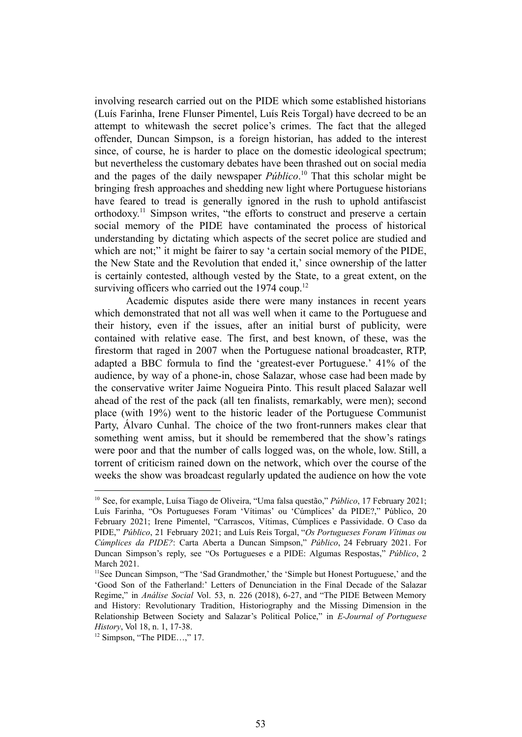involving research carried out on the PIDE which some established historians (Luís Farinha, Irene Flunser Pimentel, Luís Reis Torgal) have decreed to be an attempt to whitewash the secret police's crimes. The fact that the alleged offender, Duncan Simpson, is a foreign historian, has added to the interest since, of course, he is harder to place on the domestic ideological spectrum; but nevertheless the customary debates have been thrashed out on social media and the pages of the daily newspaper *Público*.[10] That this scholar might be bringing fresh approaches and shedding new light where Portuguese historians have feared to tread is generally ignored in the rush to uphold antifascist orthodoxy.[11] Simpson writes, "the efforts to construct and preserve a certain social memory of the PIDE have contaminated the process of historical understanding by dictating which aspects of the secret police are studied and which are not;" it might be fairer to say 'a certain social memory of the PIDE, the New State and the Revolution that ended it,' since ownership of the latter is certainly contested, although vested by the State, to a great extent, on the surviving officers who carried out the 1974 coup.[12]

Academic disputes aside there were many instances in recent years which demonstrated that not all was well when it came to the Portuguese and their history, even if the issues, after an initial burst of publicity, were contained with relative ease. The first, and best known, of these, was the firestorm that raged in 2007 when the Portuguese national broadcaster, RTP, adapted a BBC formula to find the 'greatest-ever Portuguese.' 41% of the audience, by way of a phone-in, chose Salazar, whose case had been made by the conservative writer Jaime Nogueira Pinto. This result placed Salazar well ahead of the rest of the pack (all ten finalists, remarkably, were men); second place (with 19%) went to the historic leader of the Portuguese Communist Party, Álvaro Cunhal. The choice of the two front-runners makes clear that something went amiss, but it should be remembered that the show's ratings were poor and that the number of calls logged was, on the whole, low. Still, a torrent of criticism rained down on the network, which over the course of the weeks the show was broadcast regularly updated the audience on how the vote

---

[10] See, for example, Luísa Tiago de Oliveira, "Uma falsa questão," *Público*, 17 February 2021; Luís Farinha, "Os Portugueses Foram 'Vítimas' ou 'Cúmplices' da PIDE?," Público, 20 February 2021; Irene Pimentel, "Carrascos, Vítimas, Cúmplices e Passividade. O Caso da PIDE," *Público*, 21 February 2021; and Luís Reis Torgal, "*Os Portugueses Foram Vítimas ou Cúmplices da PIDE?*: Carta Aberta a Duncan Simpson," *Público*, 24 February 2021. For Duncan Simpson's reply, see "Os Portugueses e a PIDE: Algumas Respostas," *Público*, 2 March 2021.

[11] See Duncan Simpson, "The 'Sad Grandmother,' the 'Simple but Honest Portuguese,' and the 'Good Son of the Fatherland:' Letters of Denunciation in the Final Decade of the Salazar Regime," in *Análise Social* Vol. 53, n. 226 (2018), 6-27, and "The PIDE Between Memory and History: Revolutionary Tradition, Historiography and the Missing Dimension in the Relationship Between Society and Salazar's Political Police," in *E-Journal of Portuguese History*, Vol 18, n. 1, 17-38.

[12] Simpson, "The PIDE…," 17.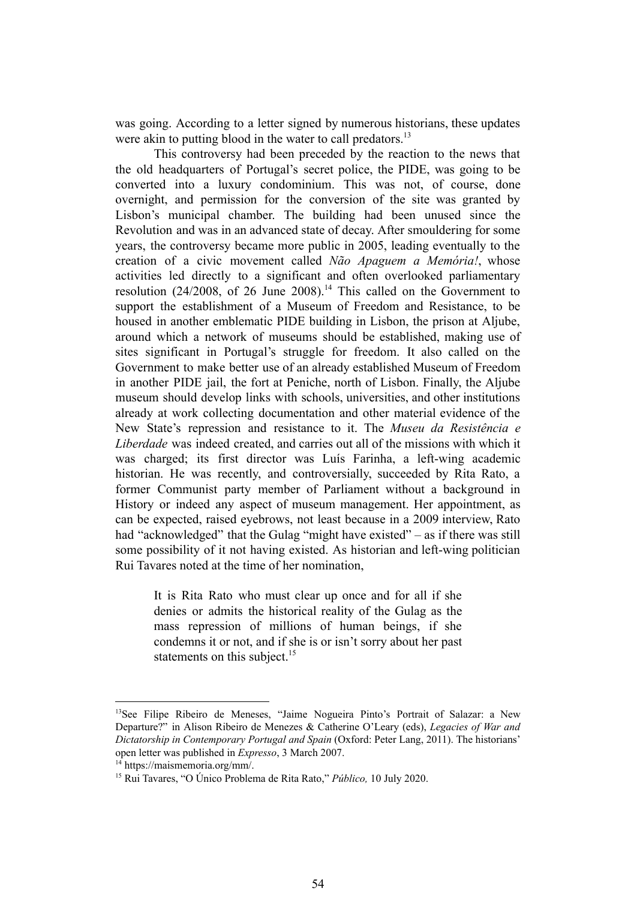was going. According to a letter signed by numerous historians, these updates were akin to putting blood in the water to call predators.[13]

This controversy had been preceded by the reaction to the news that the old headquarters of Portugal's secret police, the PIDE, was going to be converted into a luxury condominium. This was not, of course, done overnight, and permission for the conversion of the site was granted by Lisbon's municipal chamber. The building had been unused since the Revolution and was in an advanced state of decay. After smouldering for some years, the controversy became more public in 2005, leading eventually to the creation of a civic movement called *Não Apaguem a Memória!*, whose activities led directly to a significant and often overlooked parliamentary resolution (24/2008, of 26 June 2008).[14] This called on the Government to support the establishment of a Museum of Freedom and Resistance, to be housed in another emblematic PIDE building in Lisbon, the prison at Aljube, around which a network of museums should be established, making use of sites significant in Portugal's struggle for freedom. It also called on the Government to make better use of an already established Museum of Freedom in another PIDE jail, the fort at Peniche, north of Lisbon. Finally, the Aljube museum should develop links with schools, universities, and other institutions already at work collecting documentation and other material evidence of the New State's repression and resistance to it. The *Museu da Resistência e Liberdade* was indeed created, and carries out all of the missions with which it was charged; its first director was Luís Farinha, a left-wing academic historian. He was recently, and controversially, succeeded by Rita Rato, a former Communist party member of Parliament without a background in History or indeed any aspect of museum management. Her appointment, as can be expected, raised eyebrows, not least because in a 2009 interview, Rato had "acknowledged" that the Gulag "might have existed" – as if there was still some possibility of it not having existed. As historian and left-wing politician Rui Tavares noted at the time of her nomination,

> It is Rita Rato who must clear up once and for all if she denies or admits the historical reality of the Gulag as the mass repression of millions of human beings, if she condemns it or not, and if she is or isn't sorry about her past statements on this subject.[15]

---

[13] See Filipe Ribeiro de Meneses, "Jaime Nogueira Pinto's Portrait of Salazar: a New Departure?" in Alison Ribeiro de Menezes & Catherine O'Leary (eds), *Legacies of War and Dictatorship in Contemporary Portugal and Spain* (Oxford: Peter Lang, 2011). The historians' open letter was published in *Expresso*, 3 March 2007.

[14] https://maismemoria.org/mm/.

[15] Rui Tavares, "O Único Problema de Rita Rato," *Público,* 10 July 2020.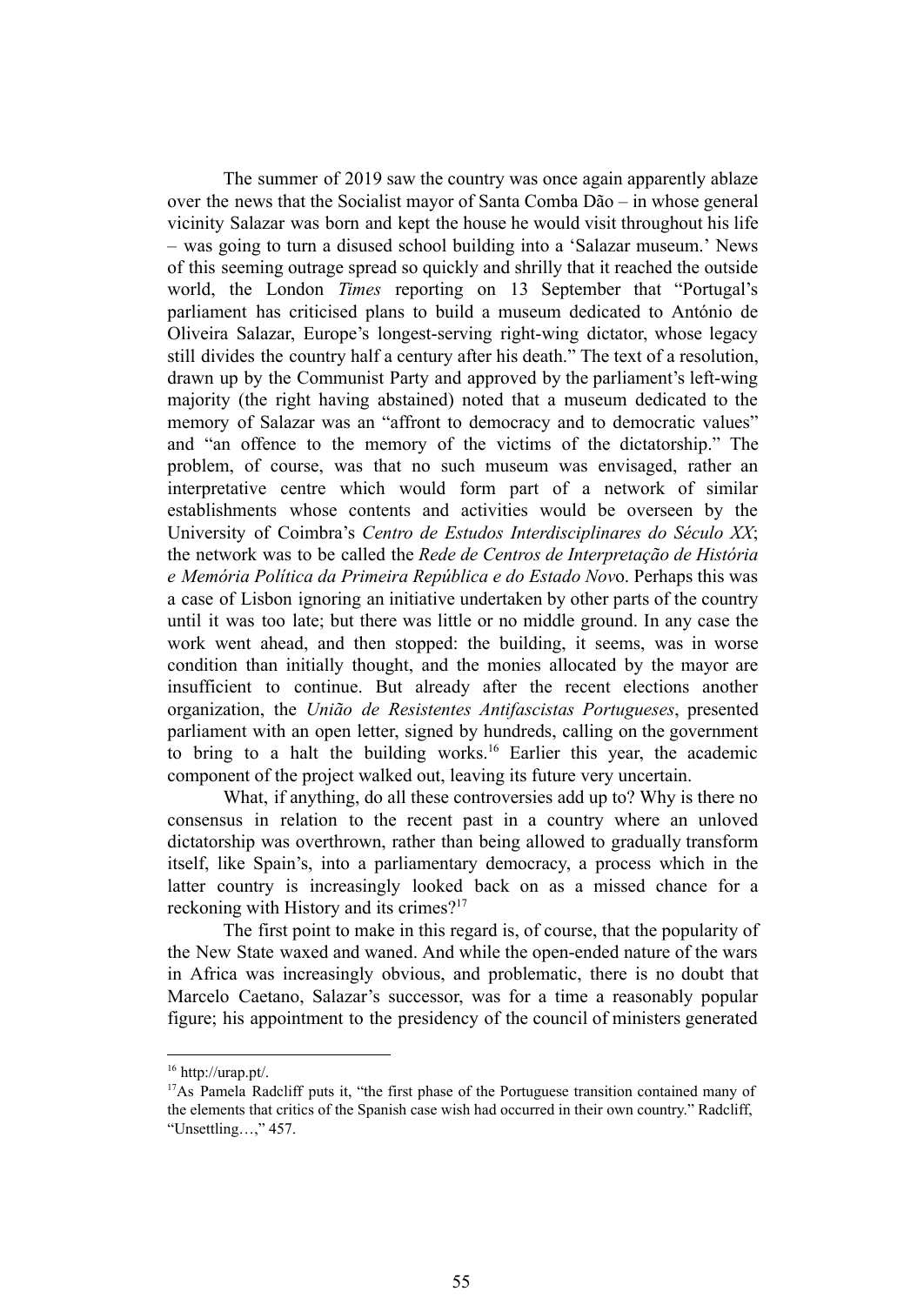The summer of 2019 saw the country was once again apparently ablaze over the news that the Socialist mayor of Santa Comba Dão – in whose general vicinity Salazar was born and kept the house he would visit throughout his life – was going to turn a disused school building into a 'Salazar museum.' News of this seeming outrage spread so quickly and shrilly that it reached the outside world, the London *Times* reporting on 13 September that "Portugal's parliament has criticised plans to build a museum dedicated to António de Oliveira Salazar, Europe's longest-serving right-wing dictator, whose legacy still divides the country half a century after his death." The text of a resolution, drawn up by the Communist Party and approved by the parliament's left-wing majority (the right having abstained) noted that a museum dedicated to the memory of Salazar was an "affront to democracy and to democratic values" and "an offence to the memory of the victims of the dictatorship." The problem, of course, was that no such museum was envisaged, rather an interpretative centre which would form part of a network of similar establishments whose contents and activities would be overseen by the University of Coimbra's *Centro de Estudos Interdisciplinares do Século XX*; the network was to be called the *Rede de Centros de Interpretação de História e Memória Política da Primeira República e do Estado Nov*o. Perhaps this was a case of Lisbon ignoring an initiative undertaken by other parts of the country until it was too late; but there was little or no middle ground. In any case the work went ahead, and then stopped: the building, it seems, was in worse condition than initially thought, and the monies allocated by the mayor are insufficient to continue. But already after the recent elections another organization, the *União de Resistentes Antifascistas Portugueses*, presented parliament with an open letter, signed by hundreds, calling on the government to bring to a halt the building works.[16] Earlier this year, the academic component of the project walked out, leaving its future very uncertain.

What, if anything, do all these controversies add up to? Why is there no consensus in relation to the recent past in a country where an unloved dictatorship was overthrown, rather than being allowed to gradually transform itself, like Spain's, into a parliamentary democracy, a process which in the latter country is increasingly looked back on as a missed chance for a reckoning with History and its crimes?[17]

The first point to make in this regard is, of course, that the popularity of the New State waxed and waned. And while the open-ended nature of the wars in Africa was increasingly obvious, and problematic, there is no doubt that Marcelo Caetano, Salazar's successor, was for a time a reasonably popular figure; his appointment to the presidency of the council of ministers generated

---

[16] http://urap.pt/.

[17] As Pamela Radcliff puts it, "the first phase of the Portuguese transition contained many of the elements that critics of the Spanish case wish had occurred in their own country." Radcliff, "Unsettling…," 457.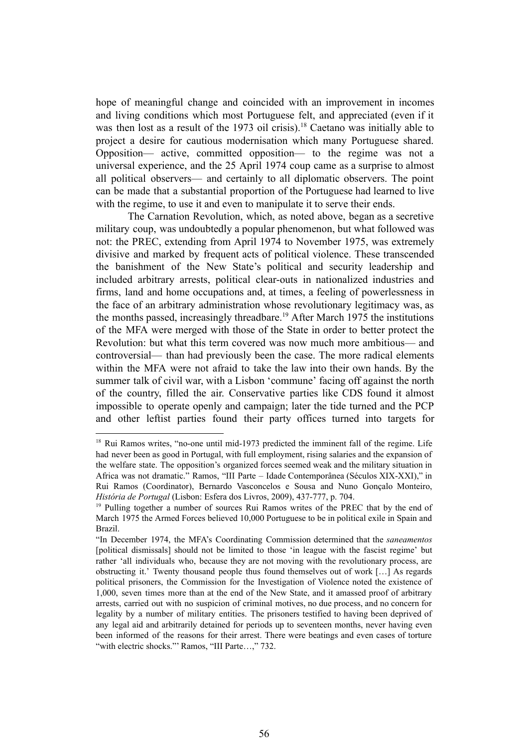hope of meaningful change and coincided with an improvement in incomes and living conditions which most Portuguese felt, and appreciated (even if it was then lost as a result of the 1973 oil crisis).[18] Caetano was initially able to project a desire for cautious modernisation which many Portuguese shared. Opposition— active, committed opposition— to the regime was not a universal experience, and the 25 April 1974 coup came as a surprise to almost all political observers— and certainly to all diplomatic observers. The point can be made that a substantial proportion of the Portuguese had learned to live with the regime, to use it and even to manipulate it to serve their ends.

The Carnation Revolution, which, as noted above, began as a secretive military coup, was undoubtedly a popular phenomenon, but what followed was not: the PREC, extending from April 1974 to November 1975, was extremely divisive and marked by frequent acts of political violence. These transcended the banishment of the New State's political and security leadership and included arbitrary arrests, political clear-outs in nationalized industries and firms, land and home occupations and, at times, a feeling of powerlessness in the face of an arbitrary administration whose revolutionary legitimacy was, as the months passed, increasingly threadbare.[19] After March 1975 the institutions of the MFA were merged with those of the State in order to better protect the Revolution: but what this term covered was now much more ambitious— and controversial— than had previously been the case. The more radical elements within the MFA were not afraid to take the law into their own hands. By the summer talk of civil war, with a Lisbon 'commune' facing off against the north of the country, filled the air. Conservative parties like CDS found it almost impossible to operate openly and campaign; later the tide turned and the PCP and other leftist parties found their party offices turned into targets for

---

[18] Rui Ramos writes, "no-one until mid-1973 predicted the imminent fall of the regime. Life had never been as good in Portugal, with full employment, rising salaries and the expansion of the welfare state. The opposition's organized forces seemed weak and the military situation in Africa was not dramatic." Ramos, "III Parte – Idade Contemporânea (Séculos XIX-XXI)," in Rui Ramos (Coordinator), Bernardo Vasconcelos e Sousa and Nuno Gonçalo Monteiro, *História de Portugal* (Lisbon: Esfera dos Livros, 2009), 437-777, p. 704.

[19] Pulling together a number of sources Rui Ramos writes of the PREC that by the end of March 1975 the Armed Forces believed 10,000 Portuguese to be in political exile in Spain and Brazil.

"In December 1974, the MFA's Coordinating Commission determined that the *saneamentos* [political dismissals] should not be limited to those 'in league with the fascist regime' but rather 'all individuals who, because they are not moving with the revolutionary process, are obstructing it.' Twenty thousand people thus found themselves out of work […] As regards political prisoners, the Commission for the Investigation of Violence noted the existence of 1,000, seven times more than at the end of the New State, and it amassed proof of arbitrary arrests, carried out with no suspicion of criminal motives, no due process, and no concern for legality by a number of military entities. The prisoners testified to having been deprived of any legal aid and arbitrarily detained for periods up to seventeen months, never having even been informed of the reasons for their arrest. There were beatings and even cases of torture "with electric shocks."' Ramos, "III Parte…," 732.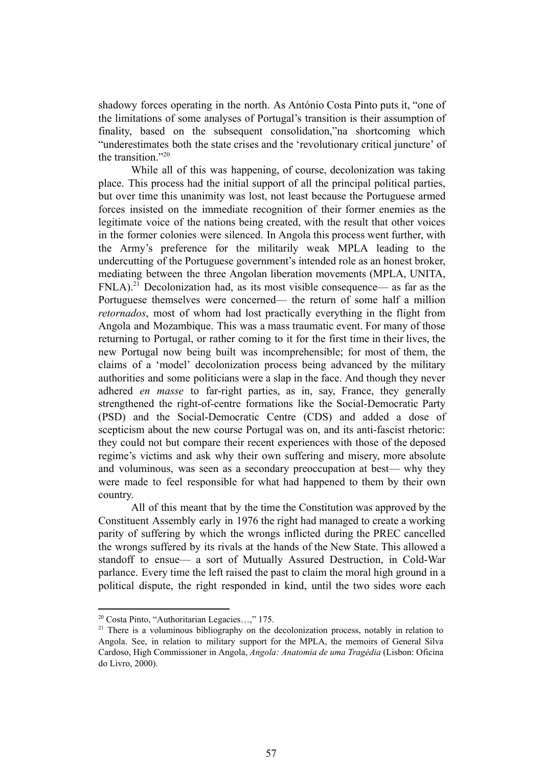shadowy forces operating in the north. As António Costa Pinto puts it, "one of the limitations of some analyses of Portugal's transition is their assumption of finality, based on the subsequent consolidation,"na shortcoming which "underestimates both the state crises and the 'revolutionary critical juncture' of the transition."[20]

While all of this was happening, of course, decolonization was taking place. This process had the initial support of all the principal political parties, but over time this unanimity was lost, not least because the Portuguese armed forces insisted on the immediate recognition of their former enemies as the legitimate voice of the nations being created, with the result that other voices in the former colonies were silenced. In Angola this process went further, with the Army's preference for the militarily weak MPLA leading to the undercutting of the Portuguese government's intended role as an honest broker, mediating between the three Angolan liberation movements (MPLA, UNITA, FNLA).[21] Decolonization had, as its most visible consequence— as far as the Portuguese themselves were concerned— the return of some half a million *retornados*, most of whom had lost practically everything in the flight from Angola and Mozambique. This was a mass traumatic event. For many of those returning to Portugal, or rather coming to it for the first time in their lives, the new Portugal now being built was incomprehensible; for most of them, the claims of a 'model' decolonization process being advanced by the military authorities and some politicians were a slap in the face. And though they never adhered *en masse* to far-right parties, as in, say, France, they generally strengthened the right-of-centre formations like the Social-Democratic Party (PSD) and the Social-Democratic Centre (CDS) and added a dose of scepticism about the new course Portugal was on, and its anti-fascist rhetoric: they could not but compare their recent experiences with those of the deposed regime's victims and ask why their own suffering and misery, more absolute and voluminous, was seen as a secondary preoccupation at best— why they were made to feel responsible for what had happened to them by their own country.

All of this meant that by the time the Constitution was approved by the Constituent Assembly early in 1976 the right had managed to create a working parity of suffering by which the wrongs inflicted during the PREC cancelled the wrongs suffered by its rivals at the hands of the New State. This allowed a standoff to ensue— a sort of Mutually Assured Destruction, in Cold-War parlance. Every time the left raised the past to claim the moral high ground in a political dispute, the right responded in kind, until the two sides wore each

[20] Costa Pinto, "Authoritarian Legacies…," 175.

[21] There is a voluminous bibliography on the decolonization process, notably in relation to Angola. See, in relation to military support for the MPLA, the memoirs of General Silva Cardoso, High Commissioner in Angola, *Angola: Anatomia de uma Tragédia* (Lisbon: Oficina do Livro, 2000).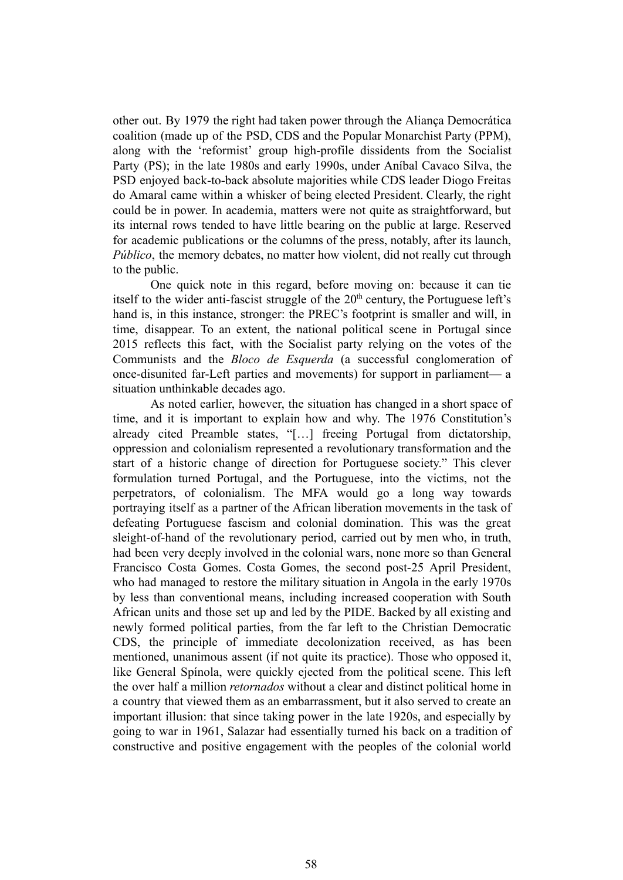other out. By 1979 the right had taken power through the Aliança Democrática coalition (made up of the PSD, CDS and the Popular Monarchist Party (PPM), along with the 'reformist' group high-profile dissidents from the Socialist Party (PS); in the late 1980s and early 1990s, under Aníbal Cavaco Silva, the PSD enjoyed back-to-back absolute majorities while CDS leader Diogo Freitas do Amaral came within a whisker of being elected President. Clearly, the right could be in power. In academia, matters were not quite as straightforward, but its internal rows tended to have little bearing on the public at large. Reserved for academic publications or the columns of the press, notably, after its launch, *Público*, the memory debates, no matter how violent, did not really cut through to the public.

One quick note in this regard, before moving on: because it can tie itself to the wider anti-fascist struggle of the 20th century, the Portuguese left's hand is, in this instance, stronger: the PREC's footprint is smaller and will, in time, disappear. To an extent, the national political scene in Portugal since 2015 reflects this fact, with the Socialist party relying on the votes of the Communists and the *Bloco de Esquerda* (a successful conglomeration of once-disunited far-Left parties and movements) for support in parliament— a situation unthinkable decades ago.

As noted earlier, however, the situation has changed in a short space of time, and it is important to explain how and why. The 1976 Constitution's already cited Preamble states, "[…] freeing Portugal from dictatorship, oppression and colonialism represented a revolutionary transformation and the start of a historic change of direction for Portuguese society." This clever formulation turned Portugal, and the Portuguese, into the victims, not the perpetrators, of colonialism. The MFA would go a long way towards portraying itself as a partner of the African liberation movements in the task of defeating Portuguese fascism and colonial domination. This was the great sleight-of-hand of the revolutionary period, carried out by men who, in truth, had been very deeply involved in the colonial wars, none more so than General Francisco Costa Gomes. Costa Gomes, the second post-25 April President, who had managed to restore the military situation in Angola in the early 1970s by less than conventional means, including increased cooperation with South African units and those set up and led by the PIDE. Backed by all existing and newly formed political parties, from the far left to the Christian Democratic CDS, the principle of immediate decolonization received, as has been mentioned, unanimous assent (if not quite its practice). Those who opposed it, like General Spínola, were quickly ejected from the political scene. This left the over half a million *retornados* without a clear and distinct political home in a country that viewed them as an embarrassment, but it also served to create an important illusion: that since taking power in the late 1920s, and especially by going to war in 1961, Salazar had essentially turned his back on a tradition of constructive and positive engagement with the peoples of the colonial world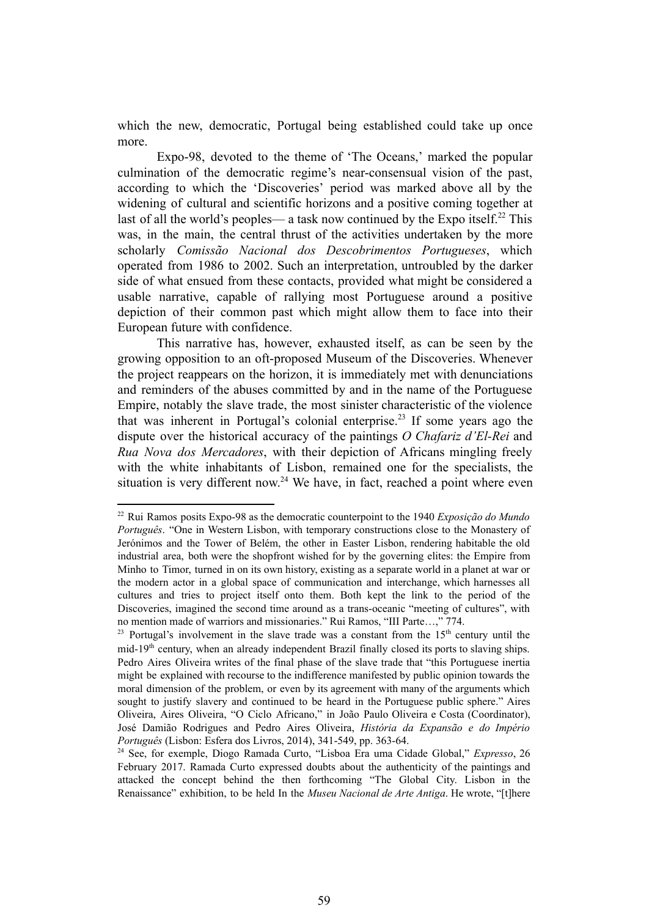which the new, democratic, Portugal being established could take up once more.

Expo-98, devoted to the theme of 'The Oceans,' marked the popular culmination of the democratic regime's near-consensual vision of the past, according to which the 'Discoveries' period was marked above all by the widening of cultural and scientific horizons and a positive coming together at last of all the world's peoples— a task now continued by the Expo itself.[22] This was, in the main, the central thrust of the activities undertaken by the more scholarly *Comissão Nacional dos Descobrimentos Portugueses*, which operated from 1986 to 2002. Such an interpretation, untroubled by the darker side of what ensued from these contacts, provided what might be considered a usable narrative, capable of rallying most Portuguese around a positive depiction of their common past which might allow them to face into their European future with confidence.

This narrative has, however, exhausted itself, as can be seen by the growing opposition to an oft-proposed Museum of the Discoveries. Whenever the project reappears on the horizon, it is immediately met with denunciations and reminders of the abuses committed by and in the name of the Portuguese Empire, notably the slave trade, the most sinister characteristic of the violence that was inherent in Portugal's colonial enterprise.[23] If some years ago the dispute over the historical accuracy of the paintings *O Chafariz d'El-Rei* and *Rua Nova dos Mercadores*, with their depiction of Africans mingling freely with the white inhabitants of Lisbon, remained one for the specialists, the situation is very different now.[24] We have, in fact, reached a point where even

---

[22] Rui Ramos posits Expo-98 as the democratic counterpoint to the 1940 *Exposição do Mundo Português*. "One in Western Lisbon, with temporary constructions close to the Monastery of Jerónimos and the Tower of Belém, the other in Easter Lisbon, rendering habitable the old industrial area, both were the shopfront wished for by the governing elites: the Empire from Minho to Timor, turned in on its own history, existing as a separate world in a planet at war or the modern actor in a global space of communication and interchange, which harnesses all cultures and tries to project itself onto them. Both kept the link to the period of the Discoveries, imagined the second time around as a trans-oceanic "meeting of cultures", with no mention made of warriors and missionaries." Rui Ramos, "III Parte…," 774.

[23] Portugal's involvement in the slave trade was a constant from the 15th century until the mid-19th century, when an already independent Brazil finally closed its ports to slaving ships. Pedro Aires Oliveira writes of the final phase of the slave trade that "this Portuguese inertia might be explained with recourse to the indifference manifested by public opinion towards the moral dimension of the problem, or even by its agreement with many of the arguments which sought to justify slavery and continued to be heard in the Portuguese public sphere." Aires Oliveira, Aires Oliveira, "O Ciclo Africano," in João Paulo Oliveira e Costa (Coordinator), José Damião Rodrigues and Pedro Aires Oliveira, *História da Expansão e do Império Português* (Lisbon: Esfera dos Livros, 2014), 341-549, pp. 363-64.

[24] See, for exemple, Diogo Ramada Curto, "Lisboa Era uma Cidade Global," *Expresso*, 26 February 2017. Ramada Curto expressed doubts about the authenticity of the paintings and attacked the concept behind the then forthcoming "The Global City. Lisbon in the Renaissance" exhibition, to be held In the *Museu Nacional de Arte Antiga*. He wrote, "[t]here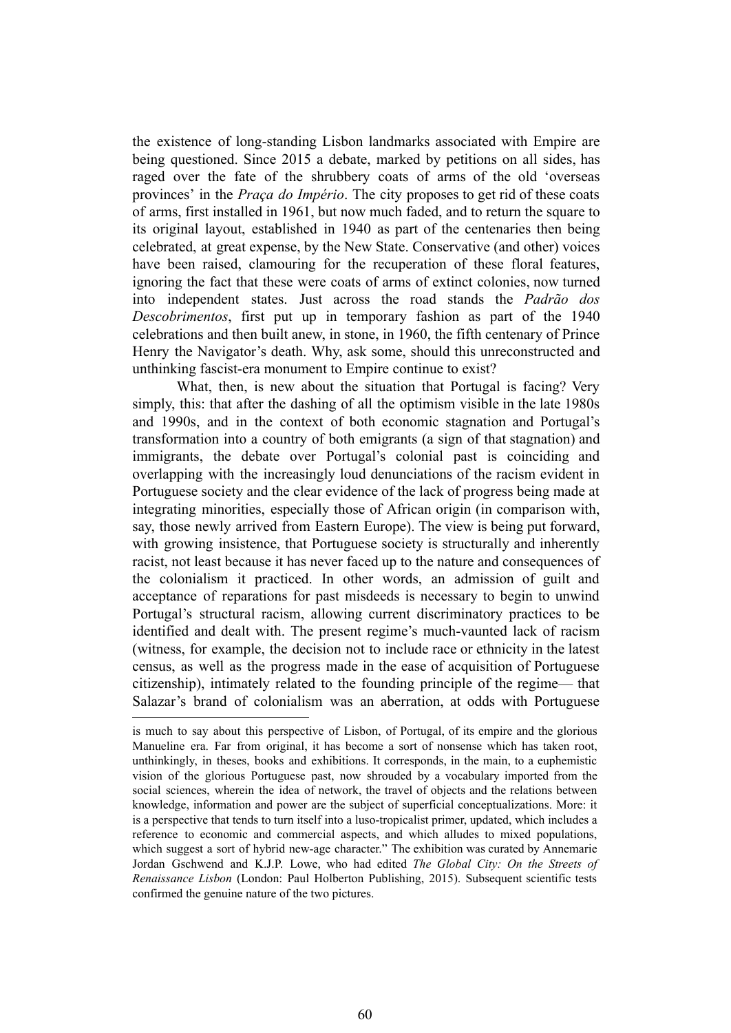the existence of long-standing Lisbon landmarks associated with Empire are being questioned. Since 2015 a debate, marked by petitions on all sides, has raged over the fate of the shrubbery coats of arms of the old 'overseas provinces' in the *Praça do Império*. The city proposes to get rid of these coats of arms, first installed in 1961, but now much faded, and to return the square to its original layout, established in 1940 as part of the centenaries then being celebrated, at great expense, by the New State. Conservative (and other) voices have been raised, clamouring for the recuperation of these floral features, ignoring the fact that these were coats of arms of extinct colonies, now turned into independent states. Just across the road stands the *Padrão dos Descobrimentos*, first put up in temporary fashion as part of the 1940 celebrations and then built anew, in stone, in 1960, the fifth centenary of Prince Henry the Navigator's death. Why, ask some, should this unreconstructed and unthinking fascist-era monument to Empire continue to exist?

What, then, is new about the situation that Portugal is facing? Very simply, this: that after the dashing of all the optimism visible in the late 1980s and 1990s, and in the context of both economic stagnation and Portugal's transformation into a country of both emigrants (a sign of that stagnation) and immigrants, the debate over Portugal's colonial past is coinciding and overlapping with the increasingly loud denunciations of the racism evident in Portuguese society and the clear evidence of the lack of progress being made at integrating minorities, especially those of African origin (in comparison with, say, those newly arrived from Eastern Europe). The view is being put forward, with growing insistence, that Portuguese society is structurally and inherently racist, not least because it has never faced up to the nature and consequences of the colonialism it practiced. In other words, an admission of guilt and acceptance of reparations for past misdeeds is necessary to begin to unwind Portugal's structural racism, allowing current discriminatory practices to be identified and dealt with. The present regime's much-vaunted lack of racism (witness, for example, the decision not to include race or ethnicity in the latest census, as well as the progress made in the ease of acquisition of Portuguese citizenship), intimately related to the founding principle of the regime— that Salazar's brand of colonialism was an aberration, at odds with Portuguese

---

is much to say about this perspective of Lisbon, of Portugal, of its empire and the glorious Manueline era. Far from original, it has become a sort of nonsense which has taken root, unthinkingly, in theses, books and exhibitions. It corresponds, in the main, to a euphemistic vision of the glorious Portuguese past, now shrouded by a vocabulary imported from the social sciences, wherein the idea of network, the travel of objects and the relations between knowledge, information and power are the subject of superficial conceptualizations. More: it is a perspective that tends to turn itself into a luso-tropicalist primer, updated, which includes a reference to economic and commercial aspects, and which alludes to mixed populations, which suggest a sort of hybrid new-age character." The exhibition was curated by Annemarie Jordan Gschwend and K.J.P. Lowe, who had edited *The Global City: On the Streets of Renaissance Lisbon* (London: Paul Holberton Publishing, 2015). Subsequent scientific tests confirmed the genuine nature of the two pictures.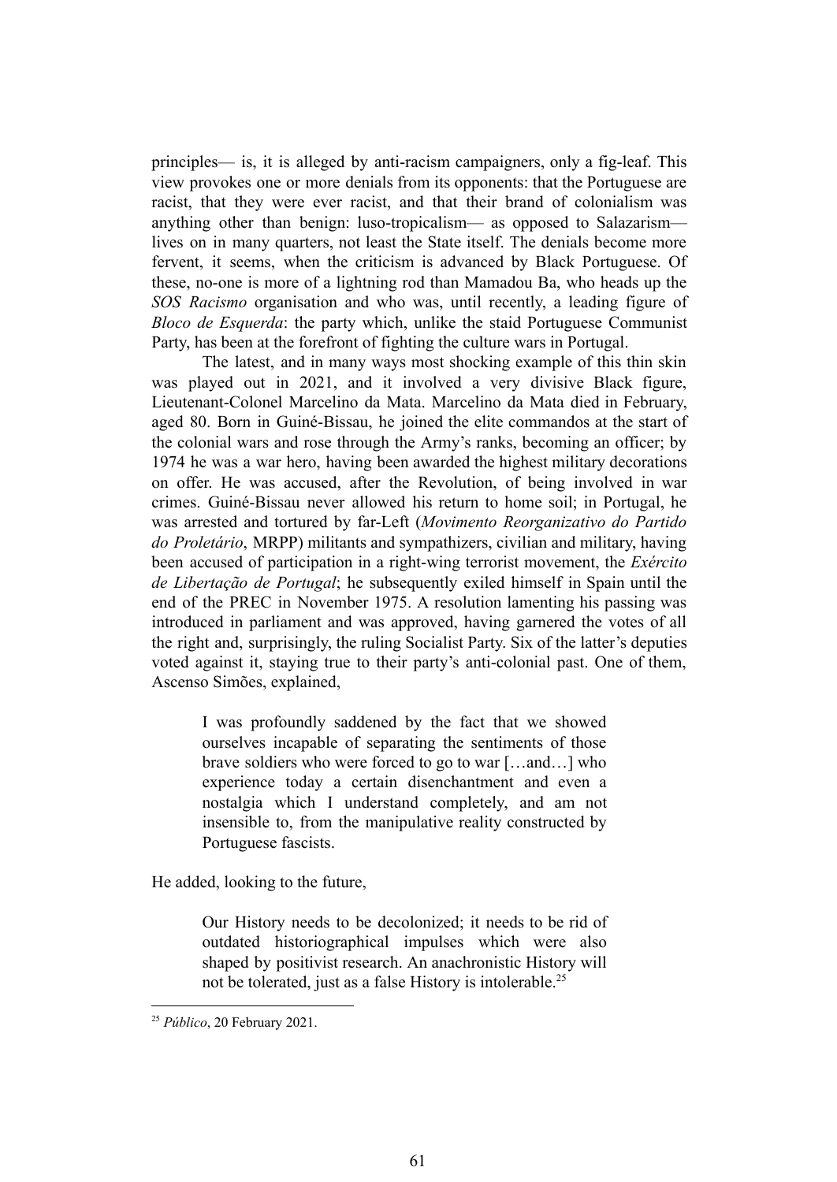principles— is, it is alleged by anti-racism campaigners, only a fig-leaf. This view provokes one or more denials from its opponents: that the Portuguese are racist, that they were ever racist, and that their brand of colonialism was anything other than benign: luso-tropicalism— as opposed to Salazarism— lives on in many quarters, not least the State itself. The denials become more fervent, it seems, when the criticism is advanced by Black Portuguese. Of these, no-one is more of a lightning rod than Mamadou Ba, who heads up the *SOS Racismo* organisation and who was, until recently, a leading figure of *Bloco de Esquerda*: the party which, unlike the staid Portuguese Communist Party, has been at the forefront of fighting the culture wars in Portugal.

The latest, and in many ways most shocking example of this thin skin was played out in 2021, and it involved a very divisive Black figure, Lieutenant-Colonel Marcelino da Mata. Marcelino da Mata died in February, aged 80. Born in Guiné-Bissau, he joined the elite commandos at the start of the colonial wars and rose through the Army's ranks, becoming an officer; by 1974 he was a war hero, having been awarded the highest military decorations on offer. He was accused, after the Revolution, of being involved in war crimes. Guiné-Bissau never allowed his return to home soil; in Portugal, he was arrested and tortured by far-Left (*Movimento Reorganizativo do Partido do Proletário*, MRPP) militants and sympathizers, civilian and military, having been accused of participation in a right-wing terrorist movement, the *Exército de Libertação de Portugal*; he subsequently exiled himself in Spain until the end of the PREC in November 1975. A resolution lamenting his passing was introduced in parliament and was approved, having garnered the votes of all the right and, surprisingly, the ruling Socialist Party. Six of the latter's deputies voted against it, staying true to their party's anti-colonial past. One of them, Ascenso Simões, explained,

> I was profoundly saddened by the fact that we showed ourselves incapable of separating the sentiments of those brave soldiers who were forced to go to war […and…] who experience today a certain disenchantment and even a nostalgia which I understand completely, and am not insensible to, from the manipulative reality constructed by Portuguese fascists.

He added, looking to the future,

> Our History needs to be decolonized; it needs to be rid of outdated historiographical impulses which were also shaped by positivist research. An anachronistic History will not be tolerated, just as a false History is intolerable.[25]

[25] *Público*, 20 February 2021.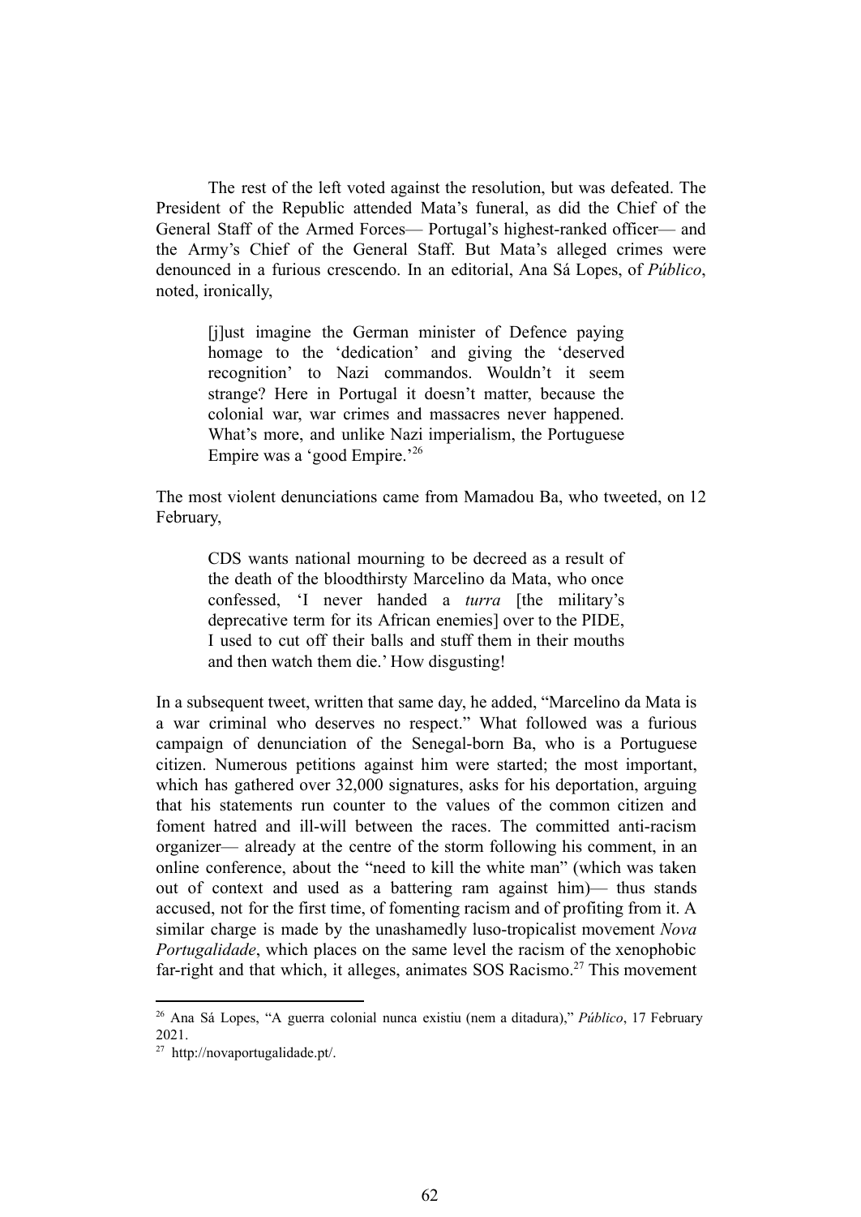The rest of the left voted against the resolution, but was defeated. The President of the Republic attended Mata's funeral, as did the Chief of the General Staff of the Armed Forces— Portugal's highest-ranked officer— and the Army's Chief of the General Staff. But Mata's alleged crimes were denounced in a furious crescendo. In an editorial, Ana Sá Lopes, of *Público*, noted, ironically,

> [j]ust imagine the German minister of Defence paying homage to the 'dedication' and giving the 'deserved recognition' to Nazi commandos. Wouldn't it seem strange? Here in Portugal it doesn't matter, because the colonial war, war crimes and massacres never happened. What's more, and unlike Nazi imperialism, the Portuguese Empire was a 'good Empire.'[26]

The most violent denunciations came from Mamadou Ba, who tweeted, on 12 February,

> CDS wants national mourning to be decreed as a result of the death of the bloodthirsty Marcelino da Mata, who once confessed, 'I never handed a *turra* [the military's deprecative term for its African enemies] over to the PIDE, I used to cut off their balls and stuff them in their mouths and then watch them die.' How disgusting!

In a subsequent tweet, written that same day, he added, "Marcelino da Mata is a war criminal who deserves no respect." What followed was a furious campaign of denunciation of the Senegal-born Ba, who is a Portuguese citizen. Numerous petitions against him were started; the most important, which has gathered over 32,000 signatures, asks for his deportation, arguing that his statements run counter to the values of the common citizen and foment hatred and ill-will between the races. The committed anti-racism organizer— already at the centre of the storm following his comment, in an online conference, about the "need to kill the white man" (which was taken out of context and used as a battering ram against him)— thus stands accused, not for the first time, of fomenting racism and of profiting from it. A similar charge is made by the unashamedly luso-tropicalist movement *Nova Portugalidade*, which places on the same level the racism of the xenophobic far-right and that which, it alleges, animates SOS Racismo.[27] This movement

---

[26] Ana Sá Lopes, "A guerra colonial nunca existiu (nem a ditadura)," *Público*, 17 February 2021.

[27] http://novaportugalidade.pt/.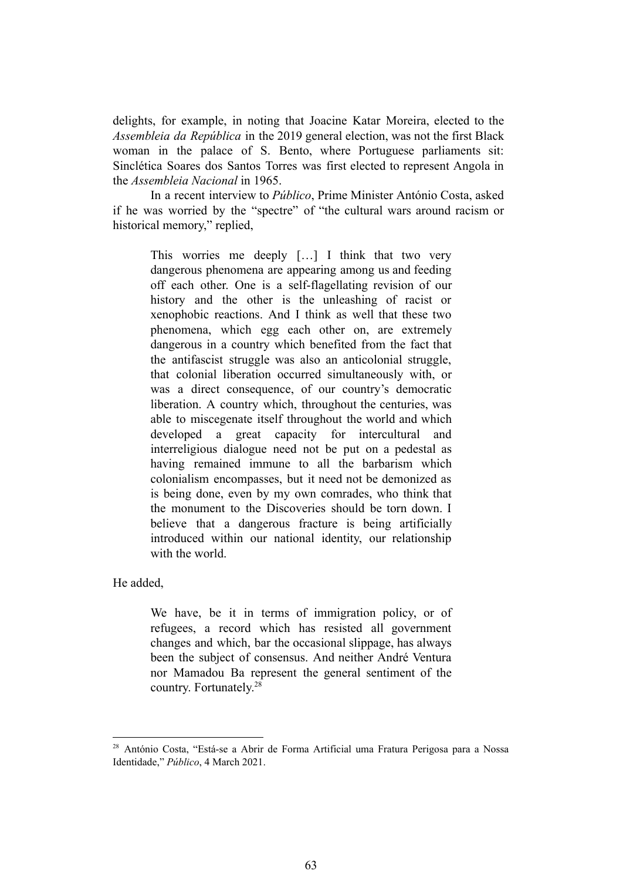delights, for example, in noting that Joacine Katar Moreira, elected to the *Assembleia da República* in the 2019 general election, was not the first Black woman in the palace of S. Bento, where Portuguese parliaments sit: Sinclética Soares dos Santos Torres was first elected to represent Angola in the *Assembleia Nacional* in 1965.

In a recent interview to *Público*, Prime Minister António Costa, asked if he was worried by the "spectre" of "the cultural wars around racism or historical memory," replied,

> This worries me deeply […] I think that two very dangerous phenomena are appearing among us and feeding off each other. One is a self-flagellating revision of our history and the other is the unleashing of racist or xenophobic reactions. And I think as well that these two phenomena, which egg each other on, are extremely dangerous in a country which benefited from the fact that the antifascist struggle was also an anticolonial struggle, that colonial liberation occurred simultaneously with, or was a direct consequence, of our country's democratic liberation. A country which, throughout the centuries, was able to miscegenate itself throughout the world and which developed a great capacity for intercultural and interreligious dialogue need not be put on a pedestal as having remained immune to all the barbarism which colonialism encompasses, but it need not be demonized as is being done, even by my own comrades, who think that the monument to the Discoveries should be torn down. I believe that a dangerous fracture is being artificially introduced within our national identity, our relationship with the world.

He added,

> We have, be it in terms of immigration policy, or of refugees, a record which has resisted all government changes and which, bar the occasional slippage, has always been the subject of consensus. And neither André Ventura nor Mamadou Ba represent the general sentiment of the country. Fortunately.[28]

---

[28] António Costa, "Está-se a Abrir de Forma Artificial uma Fratura Perigosa para a Nossa Identidade," *Público*, 4 March 2021.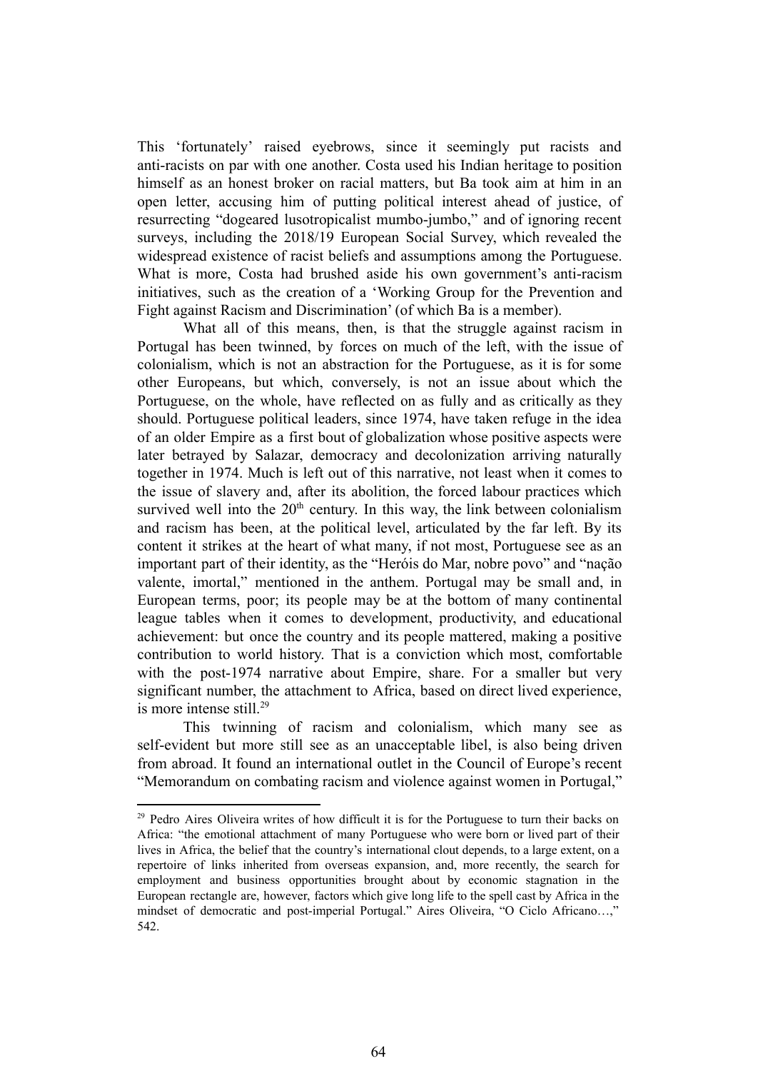This 'fortunately' raised eyebrows, since it seemingly put racists and anti-racists on par with one another. Costa used his Indian heritage to position himself as an honest broker on racial matters, but Ba took aim at him in an open letter, accusing him of putting political interest ahead of justice, of resurrecting "dogeared lusotropicalist mumbo-jumbo," and of ignoring recent surveys, including the 2018/19 European Social Survey, which revealed the widespread existence of racist beliefs and assumptions among the Portuguese. What is more, Costa had brushed aside his own government's anti-racism initiatives, such as the creation of a 'Working Group for the Prevention and Fight against Racism and Discrimination' (of which Ba is a member).

What all of this means, then, is that the struggle against racism in Portugal has been twinned, by forces on much of the left, with the issue of colonialism, which is not an abstraction for the Portuguese, as it is for some other Europeans, but which, conversely, is not an issue about which the Portuguese, on the whole, have reflected on as fully and as critically as they should. Portuguese political leaders, since 1974, have taken refuge in the idea of an older Empire as a first bout of globalization whose positive aspects were later betrayed by Salazar, democracy and decolonization arriving naturally together in 1974. Much is left out of this narrative, not least when it comes to the issue of slavery and, after its abolition, the forced labour practices which survived well into the 20th century. In this way, the link between colonialism and racism has been, at the political level, articulated by the far left. By its content it strikes at the heart of what many, if not most, Portuguese see as an important part of their identity, as the "Heróis do Mar, nobre povo" and "nação valente, imortal," mentioned in the anthem. Portugal may be small and, in European terms, poor; its people may be at the bottom of many continental league tables when it comes to development, productivity, and educational achievement: but once the country and its people mattered, making a positive contribution to world history. That is a conviction which most, comfortable with the post-1974 narrative about Empire, share. For a smaller but very significant number, the attachment to Africa, based on direct lived experience, is more intense still.[29]

This twinning of racism and colonialism, which many see as self-evident but more still see as an unacceptable libel, is also being driven from abroad. It found an international outlet in the Council of Europe's recent "Memorandum on combating racism and violence against women in Portugal,"

---

[29] Pedro Aires Oliveira writes of how difficult it is for the Portuguese to turn their backs on Africa: "the emotional attachment of many Portuguese who were born or lived part of their lives in Africa, the belief that the country's international clout depends, to a large extent, on a repertoire of links inherited from overseas expansion, and, more recently, the search for employment and business opportunities brought about by economic stagnation in the European rectangle are, however, factors which give long life to the spell cast by Africa in the mindset of democratic and post-imperial Portugal." Aires Oliveira, "O Ciclo Africano…," 542.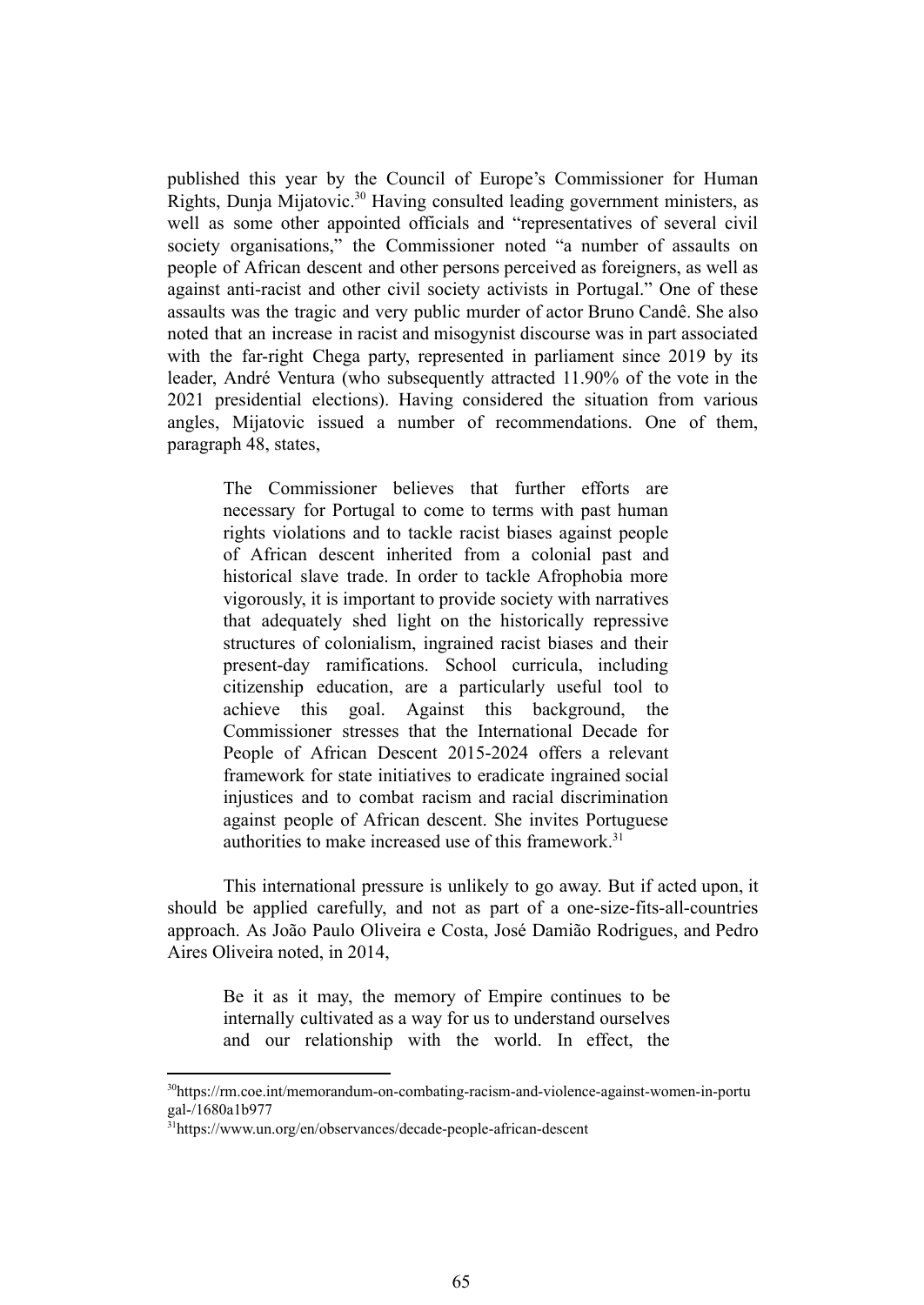published this year by the Council of Europe's Commissioner for Human Rights, Dunja Mijatovic.[30] Having consulted leading government ministers, as well as some other appointed officials and "representatives of several civil society organisations," the Commissioner noted "a number of assaults on people of African descent and other persons perceived as foreigners, as well as against anti-racist and other civil society activists in Portugal." One of these assaults was the tragic and very public murder of actor Bruno Candê. She also noted that an increase in racist and misogynist discourse was in part associated with the far-right Chega party, represented in parliament since 2019 by its leader, André Ventura (who subsequently attracted 11.90% of the vote in the 2021 presidential elections). Having considered the situation from various angles, Mijatovic issued a number of recommendations. One of them, paragraph 48, states,

> The Commissioner believes that further efforts are necessary for Portugal to come to terms with past human rights violations and to tackle racist biases against people of African descent inherited from a colonial past and historical slave trade. In order to tackle Afrophobia more vigorously, it is important to provide society with narratives that adequately shed light on the historically repressive structures of colonialism, ingrained racist biases and their present-day ramifications. School curricula, including citizenship education, are a particularly useful tool to achieve this goal. Against this background, the Commissioner stresses that the International Decade for People of African Descent 2015-2024 offers a relevant framework for state initiatives to eradicate ingrained social injustices and to combat racism and racial discrimination against people of African descent. She invites Portuguese authorities to make increased use of this framework.[31]

This international pressure is unlikely to go away. But if acted upon, it should be applied carefully, and not as part of a one-size-fits-all-countries approach. As João Paulo Oliveira e Costa, José Damião Rodrigues, and Pedro Aires Oliveira noted, in 2014,

> Be it as it may, the memory of Empire continues to be internally cultivated as a way for us to understand ourselves and our relationship with the world. In effect, the

---

[30] https://rm.coe.int/memorandum-on-combating-racism-and-violence-against-women-in-portugal-/1680a1b977

[31] https://www.un.org/en/observances/decade-people-african-descent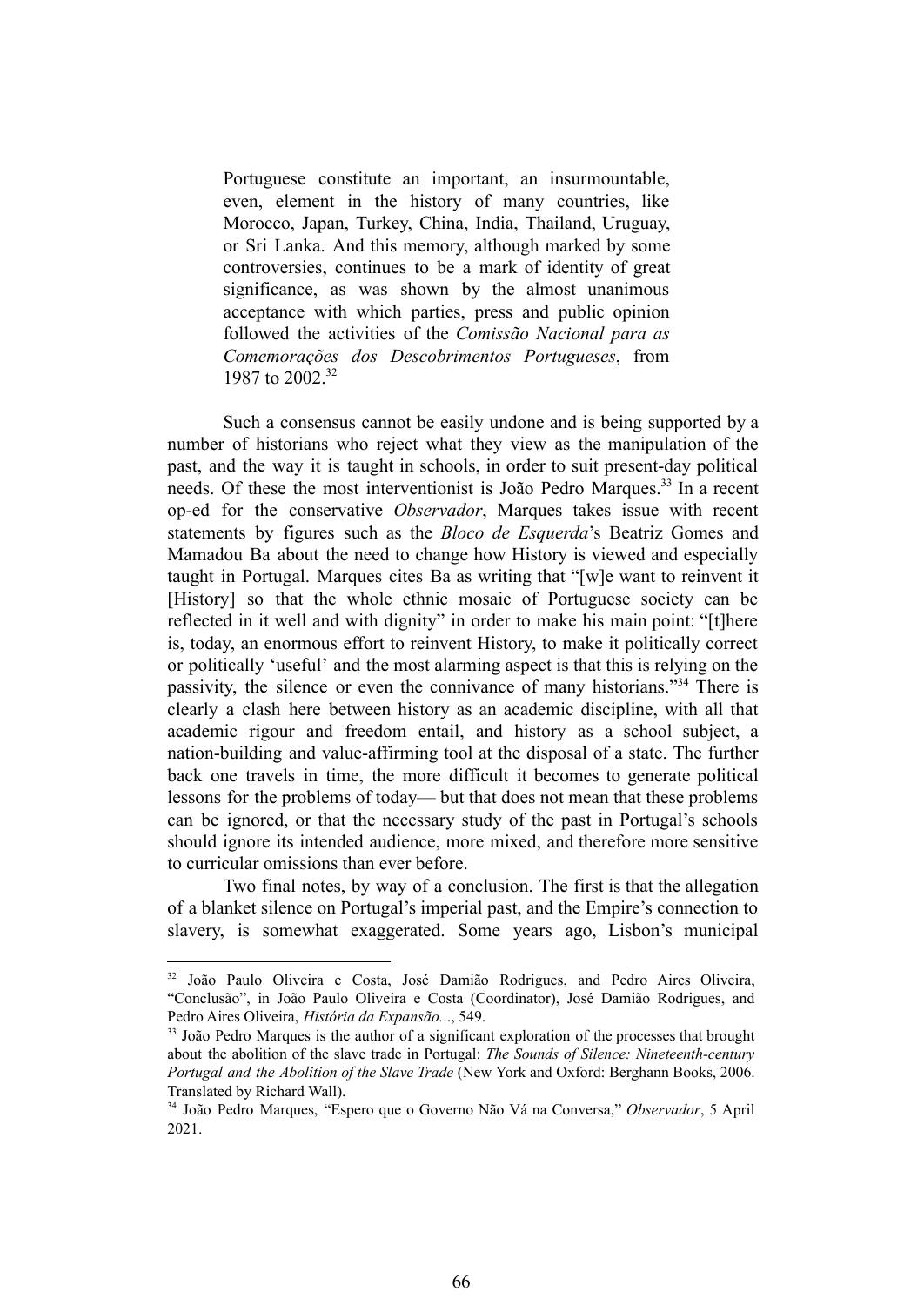> Portuguese constitute an important, an insurmountable, even, element in the history of many countries, like Morocco, Japan, Turkey, China, India, Thailand, Uruguay, or Sri Lanka. And this memory, although marked by some controversies, continues to be a mark of identity of great significance, as was shown by the almost unanimous acceptance with which parties, press and public opinion followed the activities of the *Comissão Nacional para as Comemorações dos Descobrimentos Portugueses*, from 1987 to 2002.[32]

Such a consensus cannot be easily undone and is being supported by a number of historians who reject what they view as the manipulation of the past, and the way it is taught in schools, in order to suit present-day political needs. Of these the most interventionist is João Pedro Marques.[33] In a recent op-ed for the conservative *Observador*, Marques takes issue with recent statements by figures such as the *Bloco de Esquerda*'s Beatriz Gomes and Mamadou Ba about the need to change how History is viewed and especially taught in Portugal. Marques cites Ba as writing that "[w]e want to reinvent it [History] so that the whole ethnic mosaic of Portuguese society can be reflected in it well and with dignity" in order to make his main point: "[t]here is, today, an enormous effort to reinvent History, to make it politically correct or politically 'useful' and the most alarming aspect is that this is relying on the passivity, the silence or even the connivance of many historians."[34] There is clearly a clash here between history as an academic discipline, with all that academic rigour and freedom entail, and history as a school subject, a nation-building and value-affirming tool at the disposal of a state. The further back one travels in time, the more difficult it becomes to generate political lessons for the problems of today— but that does not mean that these problems can be ignored, or that the necessary study of the past in Portugal's schools should ignore its intended audience, more mixed, and therefore more sensitive to curricular omissions than ever before.

Two final notes, by way of a conclusion. The first is that the allegation of a blanket silence on Portugal's imperial past, and the Empire's connection to slavery, is somewhat exaggerated. Some years ago, Lisbon's municipal

---

[32] João Paulo Oliveira e Costa, José Damião Rodrigues, and Pedro Aires Oliveira, "Conclusão", in João Paulo Oliveira e Costa (Coordinator), José Damião Rodrigues, and Pedro Aires Oliveira, *História da Expansão...*, 549.

[33] João Pedro Marques is the author of a significant exploration of the processes that brought about the abolition of the slave trade in Portugal: *The Sounds of Silence: Nineteenth-century Portugal and the Abolition of the Slave Trade* (New York and Oxford: Berghann Books, 2006. Translated by Richard Wall).

[34] João Pedro Marques, "Espero que o Governo Não Vá na Conversa," *Observador*, 5 April 2021.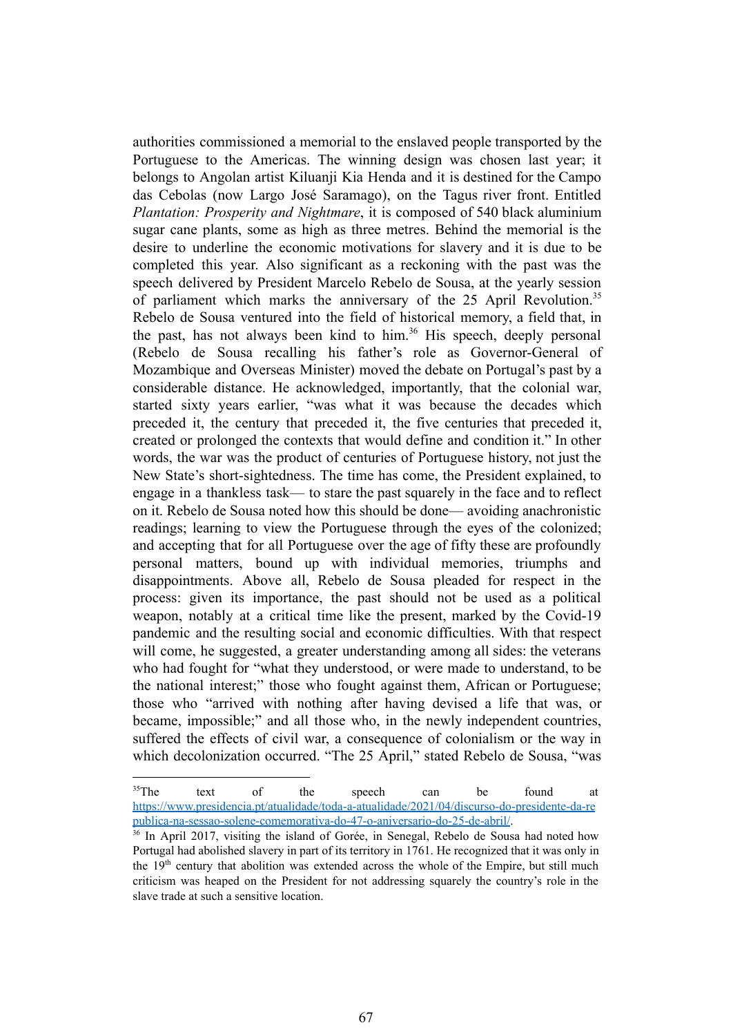authorities commissioned a memorial to the enslaved people transported by the Portuguese to the Americas. The winning design was chosen last year; it belongs to Angolan artist Kiluanji Kia Henda and it is destined for the Campo das Cebolas (now Largo José Saramago), on the Tagus river front. Entitled *Plantation: Prosperity and Nightmare*, it is composed of 540 black aluminium sugar cane plants, some as high as three metres. Behind the memorial is the desire to underline the economic motivations for slavery and it is due to be completed this year. Also significant as a reckoning with the past was the speech delivered by President Marcelo Rebelo de Sousa, at the yearly session of parliament which marks the anniversary of the 25 April Revolution.[35] Rebelo de Sousa ventured into the field of historical memory, a field that, in the past, has not always been kind to him.[36] His speech, deeply personal (Rebelo de Sousa recalling his father's role as Governor-General of Mozambique and Overseas Minister) moved the debate on Portugal's past by a considerable distance. He acknowledged, importantly, that the colonial war, started sixty years earlier, "was what it was because the decades which preceded it, the century that preceded it, the five centuries that preceded it, created or prolonged the contexts that would define and condition it." In other words, the war was the product of centuries of Portuguese history, not just the New State's short-sightedness. The time has come, the President explained, to engage in a thankless task— to stare the past squarely in the face and to reflect on it. Rebelo de Sousa noted how this should be done— avoiding anachronistic readings; learning to view the Portuguese through the eyes of the colonized; and accepting that for all Portuguese over the age of fifty these are profoundly personal matters, bound up with individual memories, triumphs and disappointments. Above all, Rebelo de Sousa pleaded for respect in the process: given its importance, the past should not be used as a political weapon, notably at a critical time like the present, marked by the Covid-19 pandemic and the resulting social and economic difficulties. With that respect will come, he suggested, a greater understanding among all sides: the veterans who had fought for "what they understood, or were made to understand, to be the national interest;" those who fought against them, African or Portuguese; those who "arrived with nothing after having devised a life that was, or became, impossible;" and all those who, in the newly independent countries, suffered the effects of civil war, a consequence of colonialism or the way in which decolonization occurred. "The 25 April," stated Rebelo de Sousa, "was

---

[35] The text of the speech can be found at https://www.presidencia.pt/atualidade/toda-a-atualidade/2021/04/discurso-do-presidente-da-republica-na-sessao-solene-comemorativa-do-47-o-aniversario-do-25-de-abril/.

[36] In April 2017, visiting the island of Gorée, in Senegal, Rebelo de Sousa had noted how Portugal had abolished slavery in part of its territory in 1761. He recognized that it was only in the 19th century that abolition was extended across the whole of the Empire, but still much criticism was heaped on the President for not addressing squarely the country's role in the slave trade at such a sensitive location.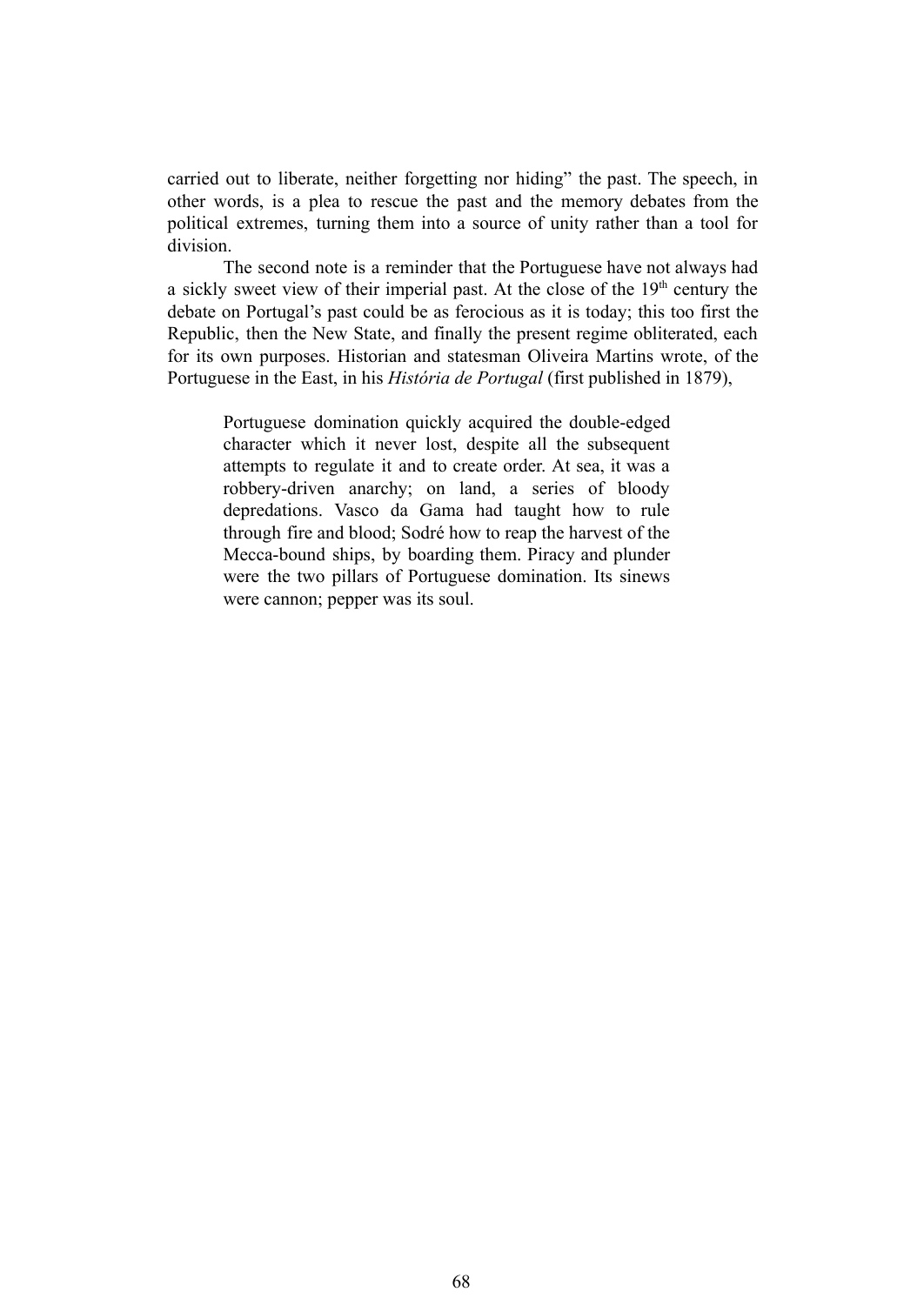carried out to liberate, neither forgetting nor hiding" the past. The speech, in other words, is a plea to rescue the past and the memory debates from the political extremes, turning them into a source of unity rather than a tool for division.

The second note is a reminder that the Portuguese have not always had a sickly sweet view of their imperial past. At the close of the 19th century the debate on Portugal's past could be as ferocious as it is today; this too first the Republic, then the New State, and finally the present regime obliterated, each for its own purposes. Historian and statesman Oliveira Martins wrote, of the Portuguese in the East, in his *História de Portugal* (first published in 1879),

> Portuguese domination quickly acquired the double-edged character which it never lost, despite all the subsequent attempts to regulate it and to create order. At sea, it was a robbery-driven anarchy; on land, a series of bloody depredations. Vasco da Gama had taught how to rule through fire and blood; Sodré how to reap the harvest of the Mecca-bound ships, by boarding them. Piracy and plunder were the two pillars of Portuguese domination. Its sinews were cannon; pepper was its soul.